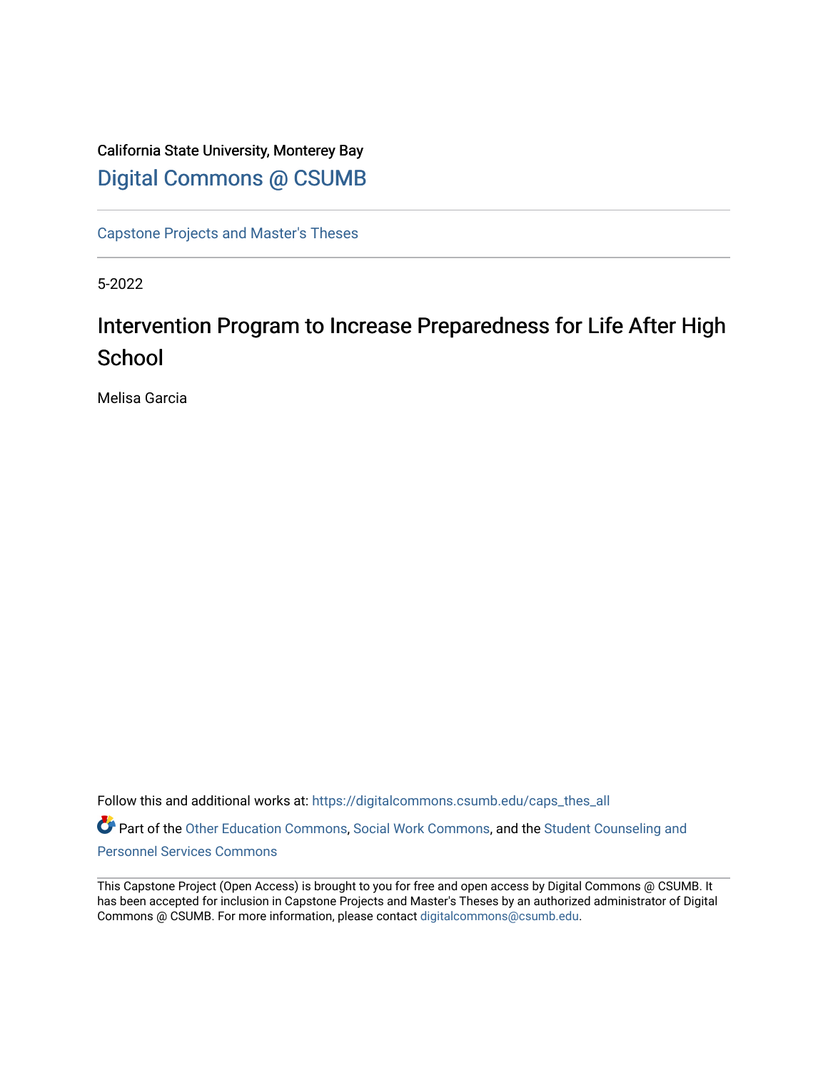California State University, Monterey Bay

Digital Commons @ CSUMB

Capstone Projects and Master's Theses

5-2022

# Intervention Program to Increase Preparedness for Life After High School

Melisa Garcia

Follow this and additional works at: https://digitalcommons.csumb.edu/caps_thes_all

Part of the Other Education Commons, Social Work Commons, and the Student Counseling and Personnel Services Commons

This Capstone Project (Open Access) is brought to you for free and open access by Digital Commons @ CSUMB. It has been accepted for inclusion in Capstone Projects and Master's Theses by an authorized administrator of Digital Commons @ CSUMB. For more information, please contact digitalcommons@csumb.edu.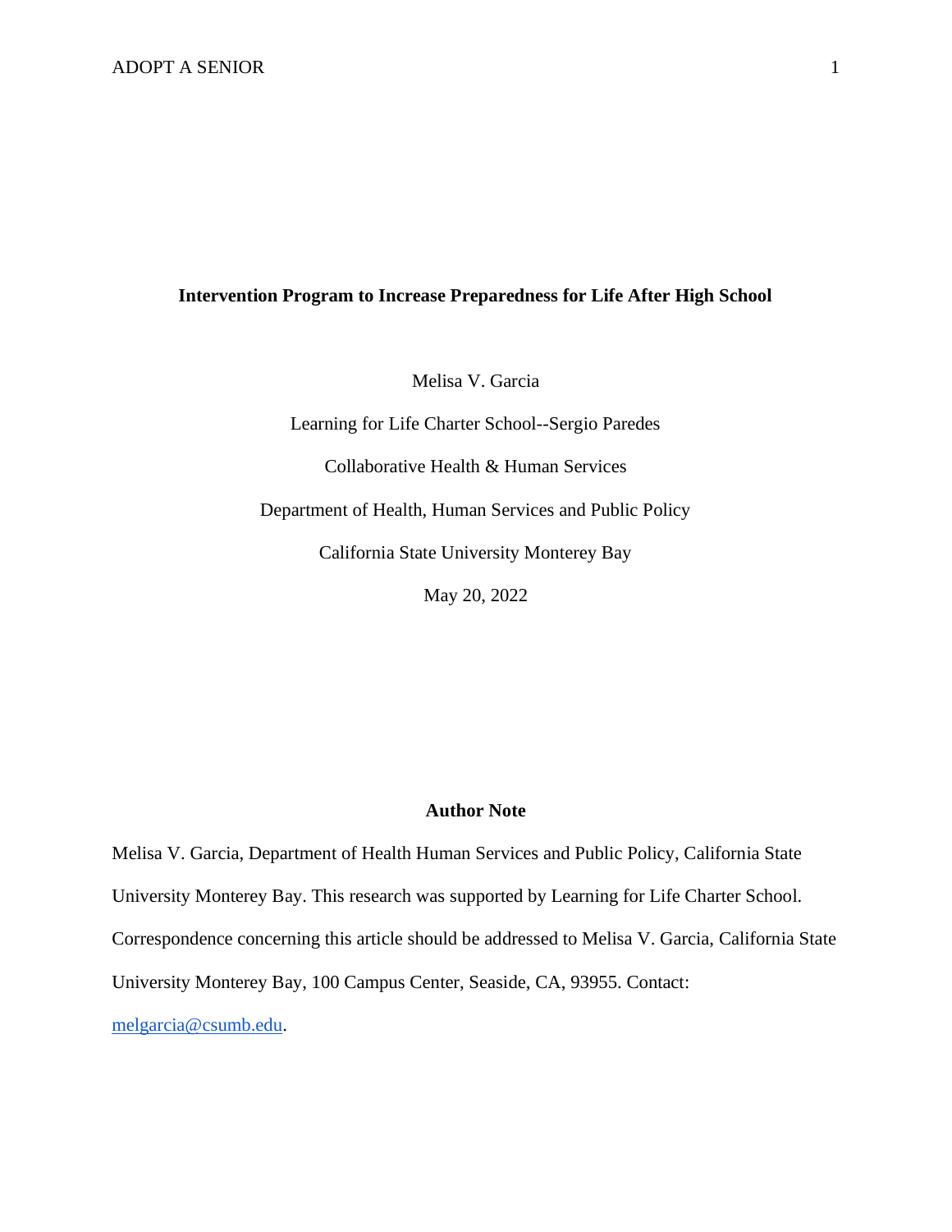**Intervention Program to Increase Preparedness for Life After High School**

Melisa V. Garcia

Learning for Life Charter School--Sergio Paredes

Collaborative Health & Human Services

Department of Health, Human Services and Public Policy

California State University Monterey Bay

May 20, 2022

**Author Note**

Melisa V. Garcia, Department of Health Human Services and Public Policy, California State University Monterey Bay. This research was supported by Learning for Life Charter School. Correspondence concerning this article should be addressed to Melisa V. Garcia, California State University Monterey Bay, 100 Campus Center, Seaside, CA, 93955. Contact: melgarcia@csumb.edu.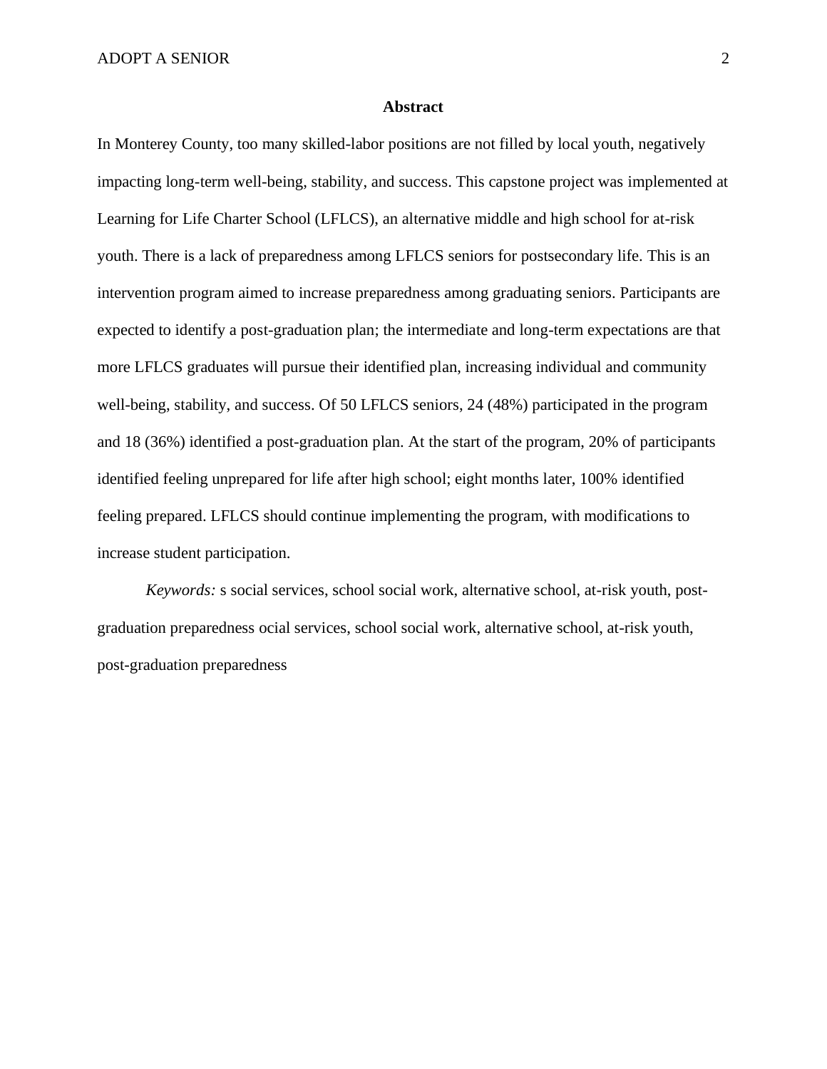**Abstract**

In Monterey County, too many skilled-labor positions are not filled by local youth, negatively impacting long-term well-being, stability, and success. This capstone project was implemented at Learning for Life Charter School (LFLCS), an alternative middle and high school for at-risk youth. There is a lack of preparedness among LFLCS seniors for postsecondary life. This is an intervention program aimed to increase preparedness among graduating seniors. Participants are expected to identify a post-graduation plan; the intermediate and long-term expectations are that more LFLCS graduates will pursue their identified plan, increasing individual and community well-being, stability, and success. Of 50 LFLCS seniors, 24 (48%) participated in the program and 18 (36%) identified a post-graduation plan. At the start of the program, 20% of participants identified feeling unprepared for life after high school; eight months later, 100% identified feeling prepared. LFLCS should continue implementing the program, with modifications to increase student participation.

*Keywords:* s social services, school social work, alternative school, at-risk youth, post-graduation preparedness ocial services, school social work, alternative school, at-risk youth, post-graduation preparedness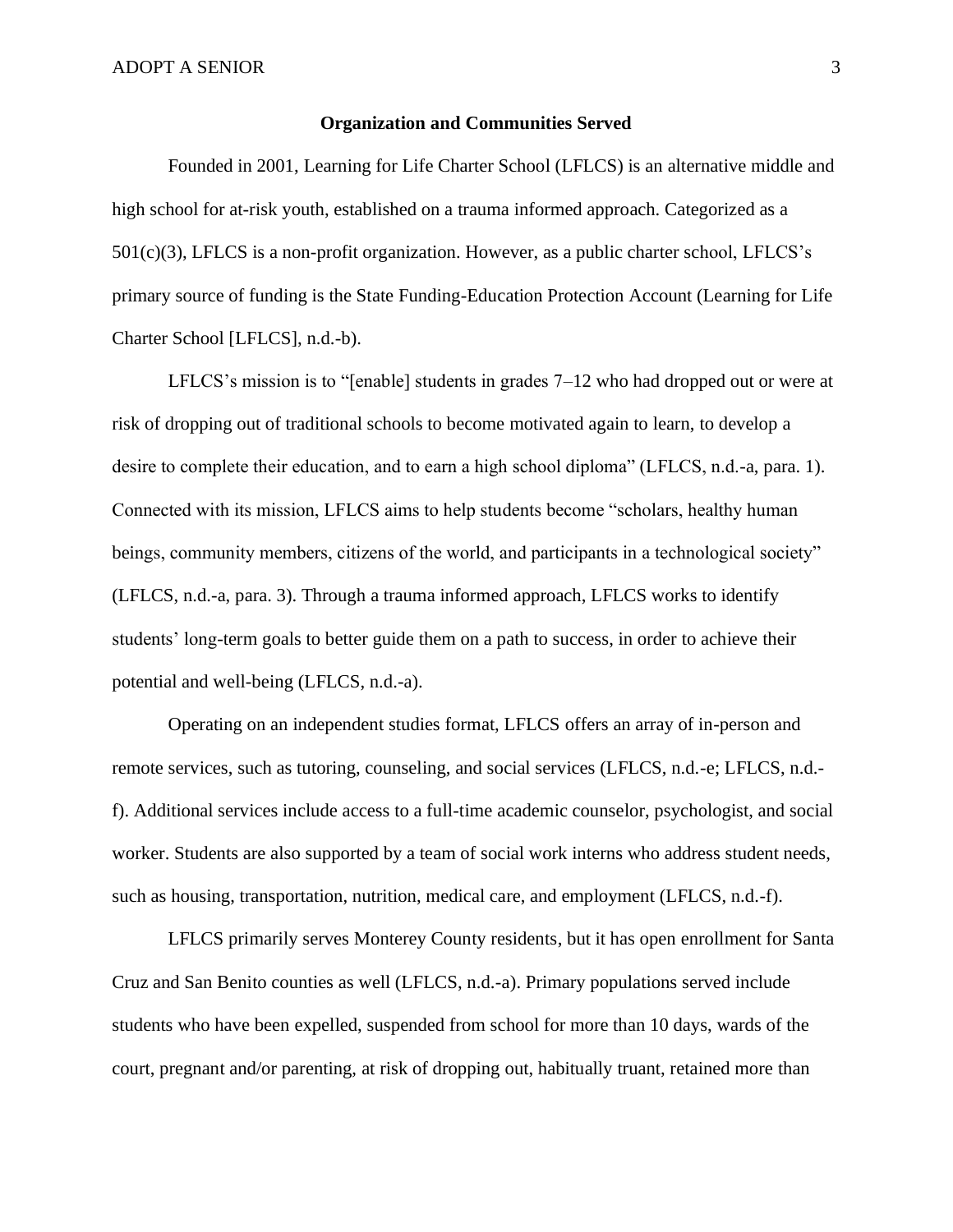## Organization and Communities Served

Founded in 2001, Learning for Life Charter School (LFLCS) is an alternative middle and high school for at-risk youth, established on a trauma informed approach. Categorized as a 501(c)(3), LFLCS is a non-profit organization. However, as a public charter school, LFLCS's primary source of funding is the State Funding-Education Protection Account (Learning for Life Charter School [LFLCS], n.d.-b).

LFLCS's mission is to "[enable] students in grades 7–12 who had dropped out or were at risk of dropping out of traditional schools to become motivated again to learn, to develop a desire to complete their education, and to earn a high school diploma" (LFLCS, n.d.-a, para. 1). Connected with its mission, LFLCS aims to help students become "scholars, healthy human beings, community members, citizens of the world, and participants in a technological society" (LFLCS, n.d.-a, para. 3). Through a trauma informed approach, LFLCS works to identify students' long-term goals to better guide them on a path to success, in order to achieve their potential and well-being (LFLCS, n.d.-a).

Operating on an independent studies format, LFLCS offers an array of in-person and remote services, such as tutoring, counseling, and social services (LFLCS, n.d.-e; LFLCS, n.d.-f). Additional services include access to a full-time academic counselor, psychologist, and social worker. Students are also supported by a team of social work interns who address student needs, such as housing, transportation, nutrition, medical care, and employment (LFLCS, n.d.-f).

LFLCS primarily serves Monterey County residents, but it has open enrollment for Santa Cruz and San Benito counties as well (LFLCS, n.d.-a). Primary populations served include students who have been expelled, suspended from school for more than 10 days, wards of the court, pregnant and/or parenting, at risk of dropping out, habitually truant, retained more than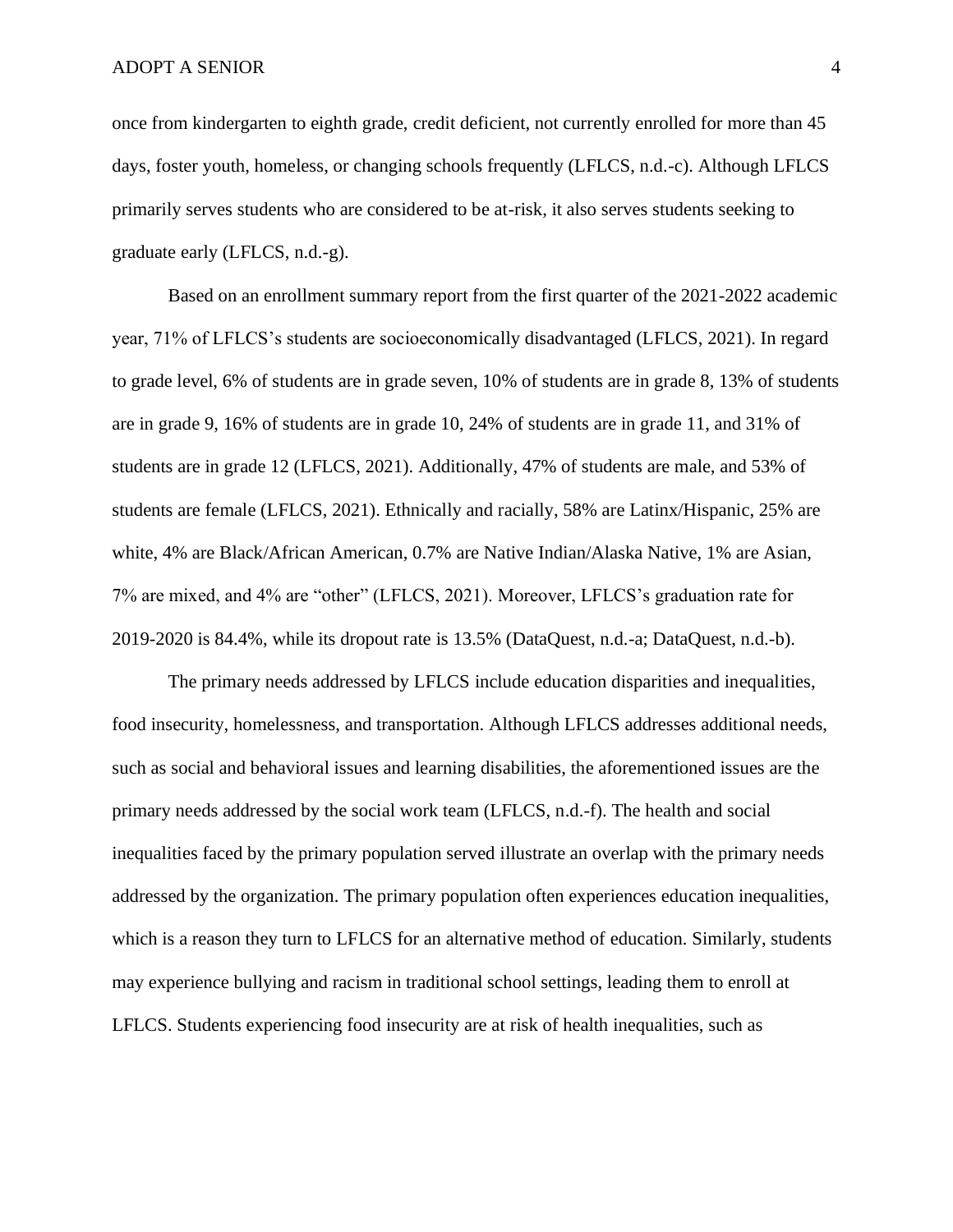once from kindergarten to eighth grade, credit deficient, not currently enrolled for more than 45 days, foster youth, homeless, or changing schools frequently (LFLCS, n.d.-c). Although LFLCS primarily serves students who are considered to be at-risk, it also serves students seeking to graduate early (LFLCS, n.d.-g).

Based on an enrollment summary report from the first quarter of the 2021-2022 academic year, 71% of LFLCS's students are socioeconomically disadvantaged (LFLCS, 2021). In regard to grade level, 6% of students are in grade seven, 10% of students are in grade 8, 13% of students are in grade 9, 16% of students are in grade 10, 24% of students are in grade 11, and 31% of students are in grade 12 (LFLCS, 2021). Additionally, 47% of students are male, and 53% of students are female (LFLCS, 2021). Ethnically and racially, 58% are Latinx/Hispanic, 25% are white, 4% are Black/African American, 0.7% are Native Indian/Alaska Native, 1% are Asian, 7% are mixed, and 4% are "other" (LFLCS, 2021). Moreover, LFLCS's graduation rate for 2019-2020 is 84.4%, while its dropout rate is 13.5% (DataQuest, n.d.-a; DataQuest, n.d.-b).

The primary needs addressed by LFLCS include education disparities and inequalities, food insecurity, homelessness, and transportation. Although LFLCS addresses additional needs, such as social and behavioral issues and learning disabilities, the aforementioned issues are the primary needs addressed by the social work team (LFLCS, n.d.-f). The health and social inequalities faced by the primary population served illustrate an overlap with the primary needs addressed by the organization. The primary population often experiences education inequalities, which is a reason they turn to LFLCS for an alternative method of education. Similarly, students may experience bullying and racism in traditional school settings, leading them to enroll at LFLCS. Students experiencing food insecurity are at risk of health inequalities, such as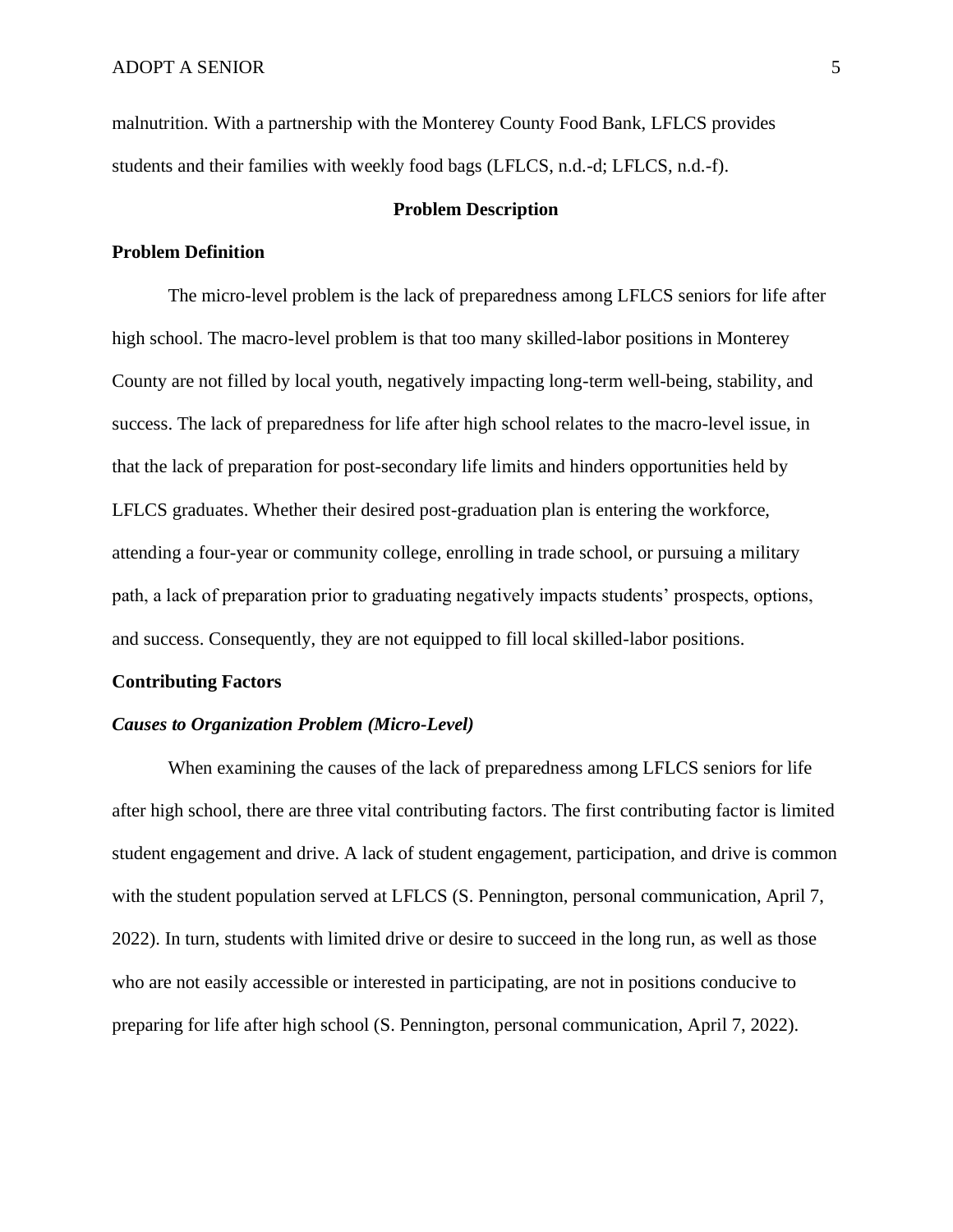malnutrition. With a partnership with the Monterey County Food Bank, LFLCS provides students and their families with weekly food bags (LFLCS, n.d.-d; LFLCS, n.d.-f).

## Problem Description

### Problem Definition

The micro-level problem is the lack of preparedness among LFLCS seniors for life after high school. The macro-level problem is that too many skilled-labor positions in Monterey County are not filled by local youth, negatively impacting long-term well-being, stability, and success. The lack of preparedness for life after high school relates to the macro-level issue, in that the lack of preparation for post-secondary life limits and hinders opportunities held by LFLCS graduates. Whether their desired post-graduation plan is entering the workforce, attending a four-year or community college, enrolling in trade school, or pursuing a military path, a lack of preparation prior to graduating negatively impacts students' prospects, options, and success. Consequently, they are not equipped to fill local skilled-labor positions.

### Contributing Factors

#### *Causes to Organization Problem (Micro-Level)*

When examining the causes of the lack of preparedness among LFLCS seniors for life after high school, there are three vital contributing factors. The first contributing factor is limited student engagement and drive. A lack of student engagement, participation, and drive is common with the student population served at LFLCS (S. Pennington, personal communication, April 7, 2022). In turn, students with limited drive or desire to succeed in the long run, as well as those who are not easily accessible or interested in participating, are not in positions conducive to preparing for life after high school (S. Pennington, personal communication, April 7, 2022).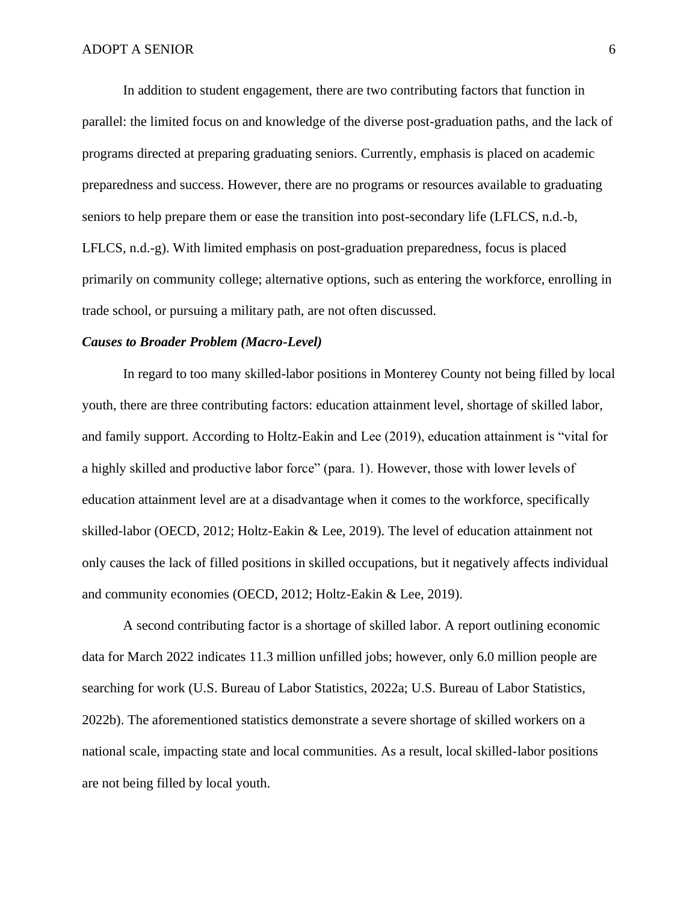In addition to student engagement, there are two contributing factors that function in parallel: the limited focus on and knowledge of the diverse post-graduation paths, and the lack of programs directed at preparing graduating seniors. Currently, emphasis is placed on academic preparedness and success. However, there are no programs or resources available to graduating seniors to help prepare them or ease the transition into post-secondary life (LFLCS, n.d.-b, LFLCS, n.d.-g). With limited emphasis on post-graduation preparedness, focus is placed primarily on community college; alternative options, such as entering the workforce, enrolling in trade school, or pursuing a military path, are not often discussed.

***Causes to Broader Problem (Macro-Level)***

In regard to too many skilled-labor positions in Monterey County not being filled by local youth, there are three contributing factors: education attainment level, shortage of skilled labor, and family support. According to Holtz-Eakin and Lee (2019), education attainment is "vital for a highly skilled and productive labor force" (para. 1). However, those with lower levels of education attainment level are at a disadvantage when it comes to the workforce, specifically skilled-labor (OECD, 2012; Holtz-Eakin & Lee, 2019). The level of education attainment not only causes the lack of filled positions in skilled occupations, but it negatively affects individual and community economies (OECD, 2012; Holtz-Eakin & Lee, 2019).

A second contributing factor is a shortage of skilled labor. A report outlining economic data for March 2022 indicates 11.3 million unfilled jobs; however, only 6.0 million people are searching for work (U.S. Bureau of Labor Statistics, 2022a; U.S. Bureau of Labor Statistics, 2022b). The aforementioned statistics demonstrate a severe shortage of skilled workers on a national scale, impacting state and local communities. As a result, local skilled-labor positions are not being filled by local youth.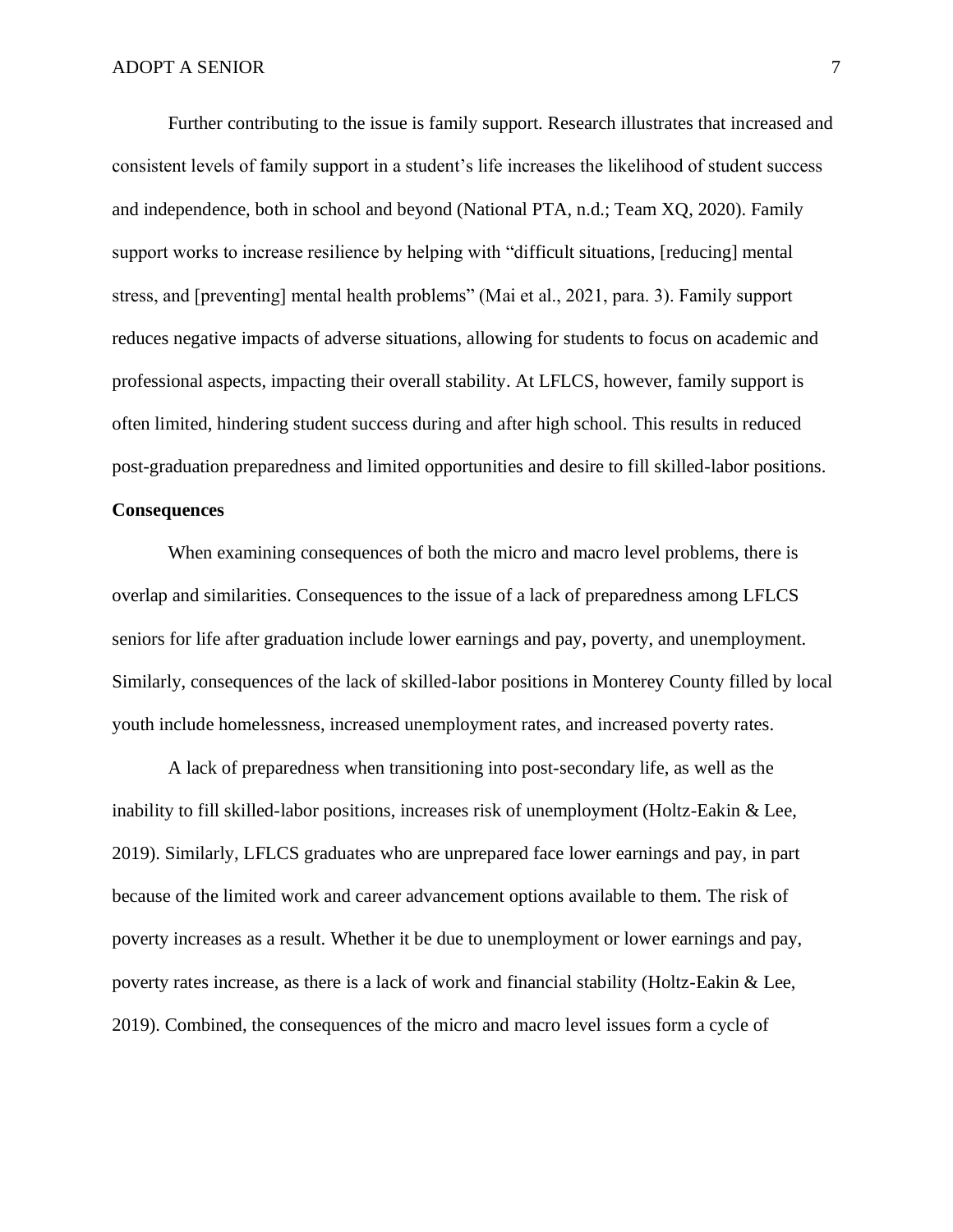Further contributing to the issue is family support. Research illustrates that increased and consistent levels of family support in a student's life increases the likelihood of student success and independence, both in school and beyond (National PTA, n.d.; Team XQ, 2020). Family support works to increase resilience by helping with "difficult situations, [reducing] mental stress, and [preventing] mental health problems" (Mai et al., 2021, para. 3). Family support reduces negative impacts of adverse situations, allowing for students to focus on academic and professional aspects, impacting their overall stability. At LFLCS, however, family support is often limited, hindering student success during and after high school. This results in reduced post-graduation preparedness and limited opportunities and desire to fill skilled-labor positions.

**Consequences**

When examining consequences of both the micro and macro level problems, there is overlap and similarities. Consequences to the issue of a lack of preparedness among LFLCS seniors for life after graduation include lower earnings and pay, poverty, and unemployment. Similarly, consequences of the lack of skilled-labor positions in Monterey County filled by local youth include homelessness, increased unemployment rates, and increased poverty rates.

A lack of preparedness when transitioning into post-secondary life, as well as the inability to fill skilled-labor positions, increases risk of unemployment (Holtz-Eakin & Lee, 2019). Similarly, LFLCS graduates who are unprepared face lower earnings and pay, in part because of the limited work and career advancement options available to them. The risk of poverty increases as a result. Whether it be due to unemployment or lower earnings and pay, poverty rates increase, as there is a lack of work and financial stability (Holtz-Eakin & Lee, 2019). Combined, the consequences of the micro and macro level issues form a cycle of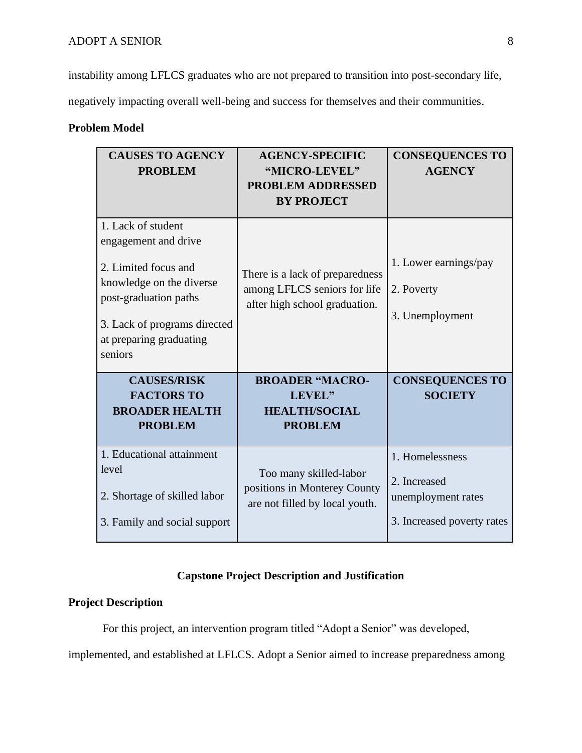instability among LFLCS graduates who are not prepared to transition into post-secondary life, negatively impacting overall well-being and success for themselves and their communities.

**Problem Model**

| **CAUSES TO AGENCY PROBLEM** | **AGENCY-SPECIFIC "MICRO-LEVEL" PROBLEM ADDRESSED BY PROJECT** | **CONSEQUENCES TO AGENCY** |
|---|---|---|
| 1. Lack of student engagement and drive<br><br>2. Limited focus and knowledge on the diverse post-graduation paths<br><br>3. Lack of programs directed at preparing graduating seniors | There is a lack of preparedness among LFLCS seniors for life after high school graduation. | 1. Lower earnings/pay<br><br>2. Poverty<br><br>3. Unemployment |
| **CAUSES/RISK FACTORS TO BROADER HEALTH PROBLEM** | **BROADER "MACRO-LEVEL" HEALTH/SOCIAL PROBLEM** | **CONSEQUENCES TO SOCIETY** |
| 1. Educational attainment level<br><br>2. Shortage of skilled labor<br><br>3. Family and social support | Too many skilled-labor positions in Monterey County are not filled by local youth. | 1. Homelessness<br><br>2. Increased unemployment rates<br><br>3. Increased poverty rates |

## Capstone Project Description and Justification

### Project Description

For this project, an intervention program titled "Adopt a Senior" was developed, implemented, and established at LFLCS. Adopt a Senior aimed to increase preparedness among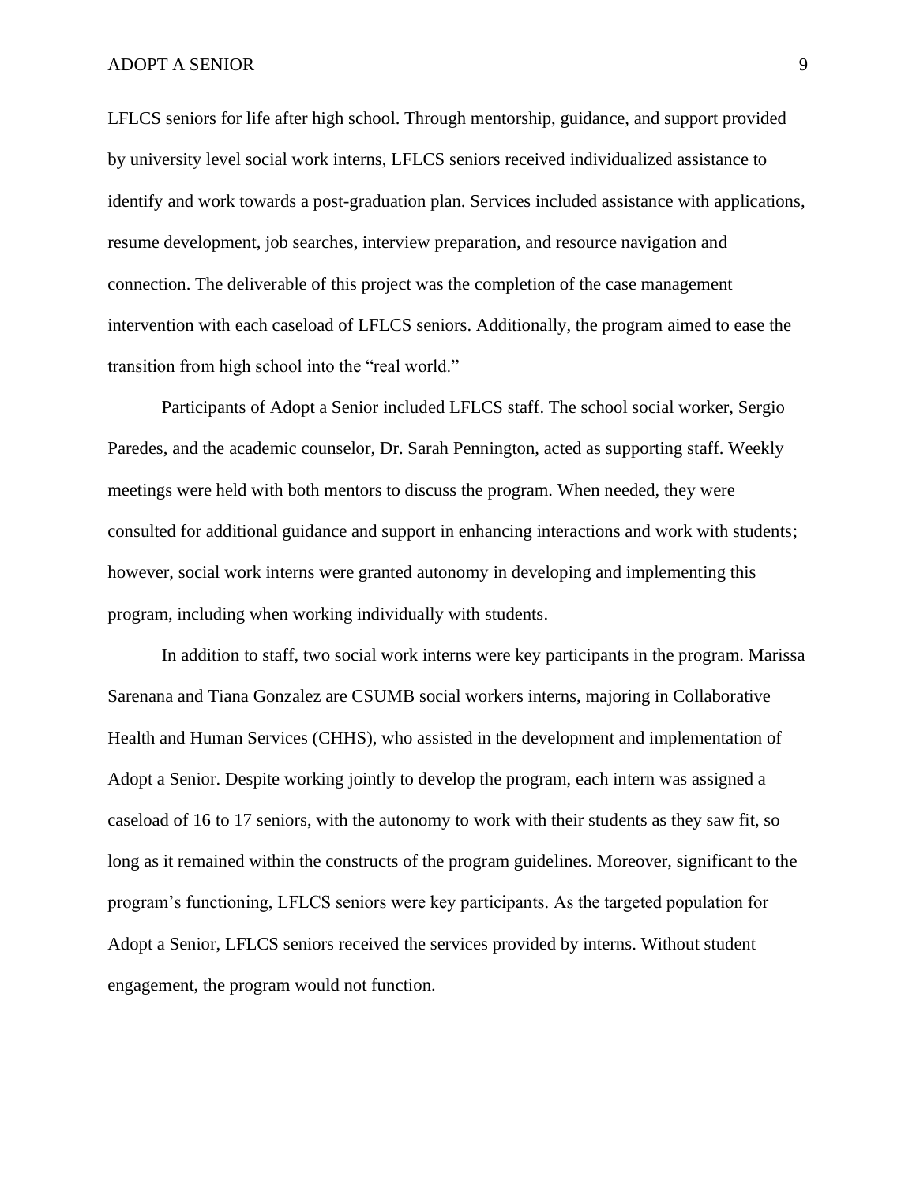LFLCS seniors for life after high school. Through mentorship, guidance, and support provided by university level social work interns, LFLCS seniors received individualized assistance to identify and work towards a post-graduation plan. Services included assistance with applications, resume development, job searches, interview preparation, and resource navigation and connection. The deliverable of this project was the completion of the case management intervention with each caseload of LFLCS seniors. Additionally, the program aimed to ease the transition from high school into the "real world."

Participants of Adopt a Senior included LFLCS staff. The school social worker, Sergio Paredes, and the academic counselor, Dr. Sarah Pennington, acted as supporting staff. Weekly meetings were held with both mentors to discuss the program. When needed, they were consulted for additional guidance and support in enhancing interactions and work with students; however, social work interns were granted autonomy in developing and implementing this program, including when working individually with students.

In addition to staff, two social work interns were key participants in the program. Marissa Sarenana and Tiana Gonzalez are CSUMB social workers interns, majoring in Collaborative Health and Human Services (CHHS), who assisted in the development and implementation of Adopt a Senior. Despite working jointly to develop the program, each intern was assigned a caseload of 16 to 17 seniors, with the autonomy to work with their students as they saw fit, so long as it remained within the constructs of the program guidelines. Moreover, significant to the program's functioning, LFLCS seniors were key participants. As the targeted population for Adopt a Senior, LFLCS seniors received the services provided by interns. Without student engagement, the program would not function.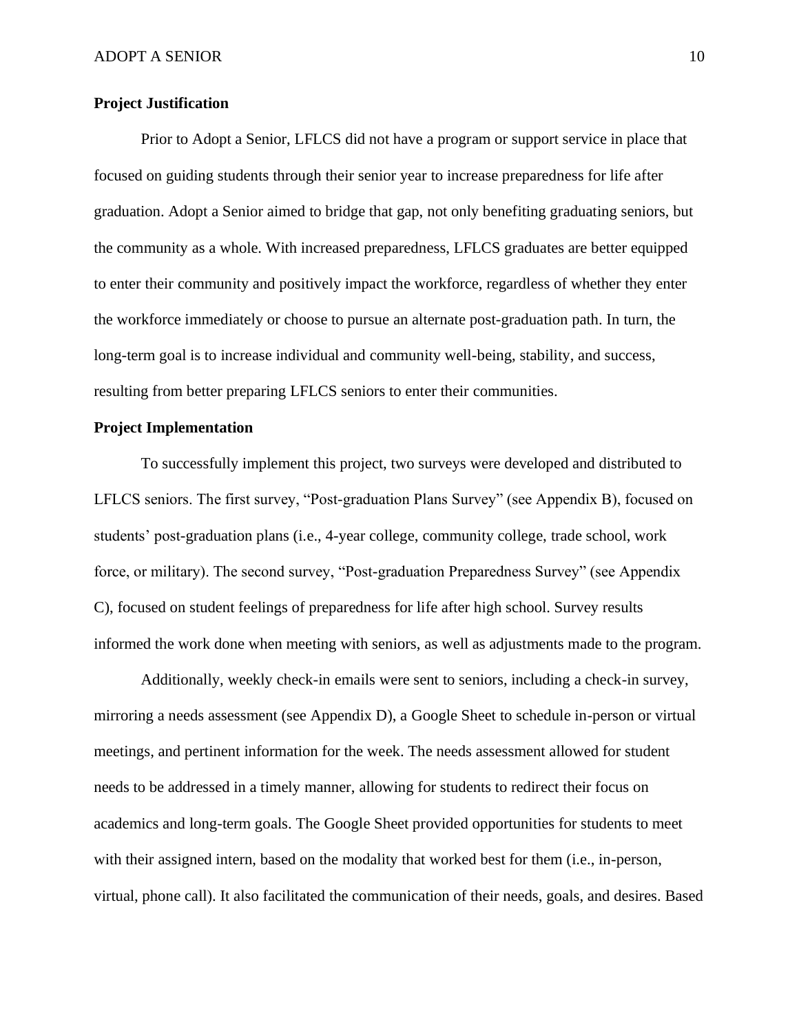**Project Justification**

Prior to Adopt a Senior, LFLCS did not have a program or support service in place that focused on guiding students through their senior year to increase preparedness for life after graduation. Adopt a Senior aimed to bridge that gap, not only benefiting graduating seniors, but the community as a whole. With increased preparedness, LFLCS graduates are better equipped to enter their community and positively impact the workforce, regardless of whether they enter the workforce immediately or choose to pursue an alternate post-graduation path. In turn, the long-term goal is to increase individual and community well-being, stability, and success, resulting from better preparing LFLCS seniors to enter their communities.

**Project Implementation**

To successfully implement this project, two surveys were developed and distributed to LFLCS seniors. The first survey, "Post-graduation Plans Survey" (see Appendix B), focused on students' post-graduation plans (i.e., 4-year college, community college, trade school, work force, or military). The second survey, "Post-graduation Preparedness Survey" (see Appendix C), focused on student feelings of preparedness for life after high school. Survey results informed the work done when meeting with seniors, as well as adjustments made to the program.

Additionally, weekly check-in emails were sent to seniors, including a check-in survey, mirroring a needs assessment (see Appendix D), a Google Sheet to schedule in-person or virtual meetings, and pertinent information for the week. The needs assessment allowed for student needs to be addressed in a timely manner, allowing for students to redirect their focus on academics and long-term goals. The Google Sheet provided opportunities for students to meet with their assigned intern, based on the modality that worked best for them (i.e., in-person, virtual, phone call). It also facilitated the communication of their needs, goals, and desires. Based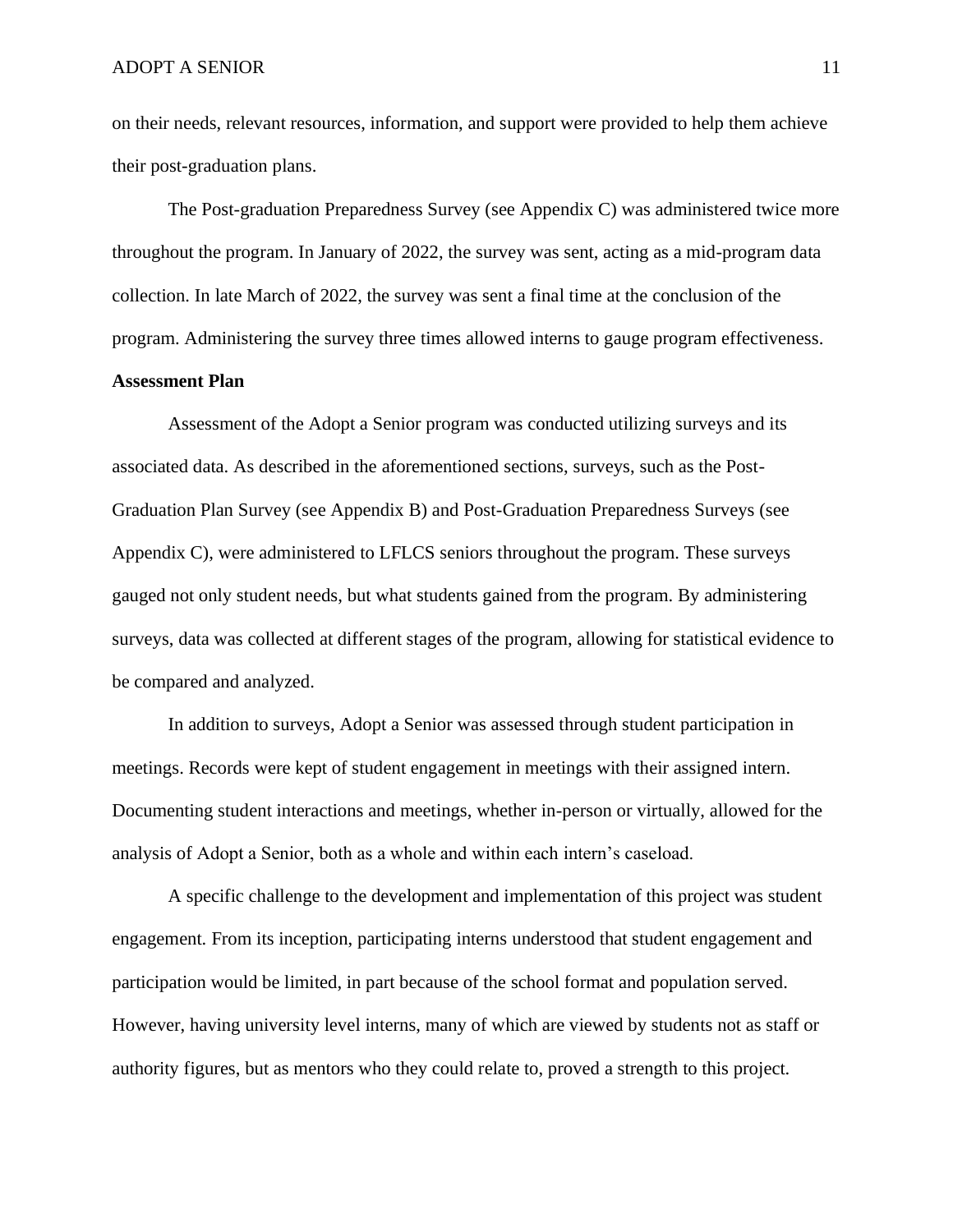on their needs, relevant resources, information, and support were provided to help them achieve their post-graduation plans.

The Post-graduation Preparedness Survey (see Appendix C) was administered twice more throughout the program. In January of 2022, the survey was sent, acting as a mid-program data collection. In late March of 2022, the survey was sent a final time at the conclusion of the program. Administering the survey three times allowed interns to gauge program effectiveness.

**Assessment Plan**

Assessment of the Adopt a Senior program was conducted utilizing surveys and its associated data. As described in the aforementioned sections, surveys, such as the Post-Graduation Plan Survey (see Appendix B) and Post-Graduation Preparedness Surveys (see Appendix C), were administered to LFLCS seniors throughout the program. These surveys gauged not only student needs, but what students gained from the program. By administering surveys, data was collected at different stages of the program, allowing for statistical evidence to be compared and analyzed.

In addition to surveys, Adopt a Senior was assessed through student participation in meetings. Records were kept of student engagement in meetings with their assigned intern. Documenting student interactions and meetings, whether in-person or virtually, allowed for the analysis of Adopt a Senior, both as a whole and within each intern's caseload.

A specific challenge to the development and implementation of this project was student engagement. From its inception, participating interns understood that student engagement and participation would be limited, in part because of the school format and population served. However, having university level interns, many of which are viewed by students not as staff or authority figures, but as mentors who they could relate to, proved a strength to this project.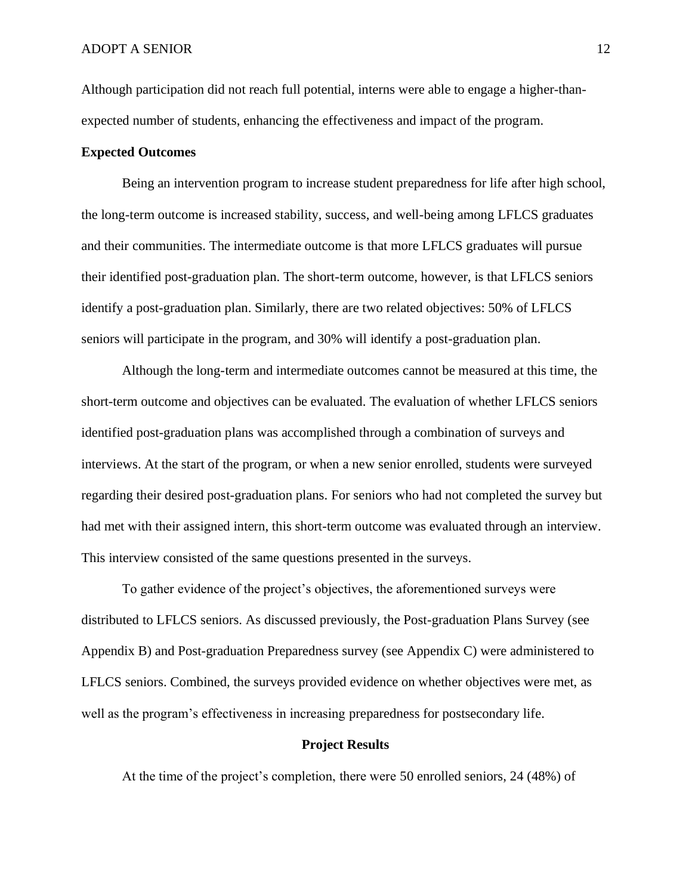Although participation did not reach full potential, interns were able to engage a higher-than-expected number of students, enhancing the effectiveness and impact of the program.

**Expected Outcomes**

Being an intervention program to increase student preparedness for life after high school, the long-term outcome is increased stability, success, and well-being among LFLCS graduates and their communities. The intermediate outcome is that more LFLCS graduates will pursue their identified post-graduation plan. The short-term outcome, however, is that LFLCS seniors identify a post-graduation plan. Similarly, there are two related objectives: 50% of LFLCS seniors will participate in the program, and 30% will identify a post-graduation plan.

Although the long-term and intermediate outcomes cannot be measured at this time, the short-term outcome and objectives can be evaluated. The evaluation of whether LFLCS seniors identified post-graduation plans was accomplished through a combination of surveys and interviews. At the start of the program, or when a new senior enrolled, students were surveyed regarding their desired post-graduation plans. For seniors who had not completed the survey but had met with their assigned intern, this short-term outcome was evaluated through an interview. This interview consisted of the same questions presented in the surveys.

To gather evidence of the project's objectives, the aforementioned surveys were distributed to LFLCS seniors. As discussed previously, the Post-graduation Plans Survey (see Appendix B) and Post-graduation Preparedness survey (see Appendix C) were administered to LFLCS seniors. Combined, the surveys provided evidence on whether objectives were met, as well as the program's effectiveness in increasing preparedness for postsecondary life.

## Project Results

At the time of the project's completion, there were 50 enrolled seniors, 24 (48%) of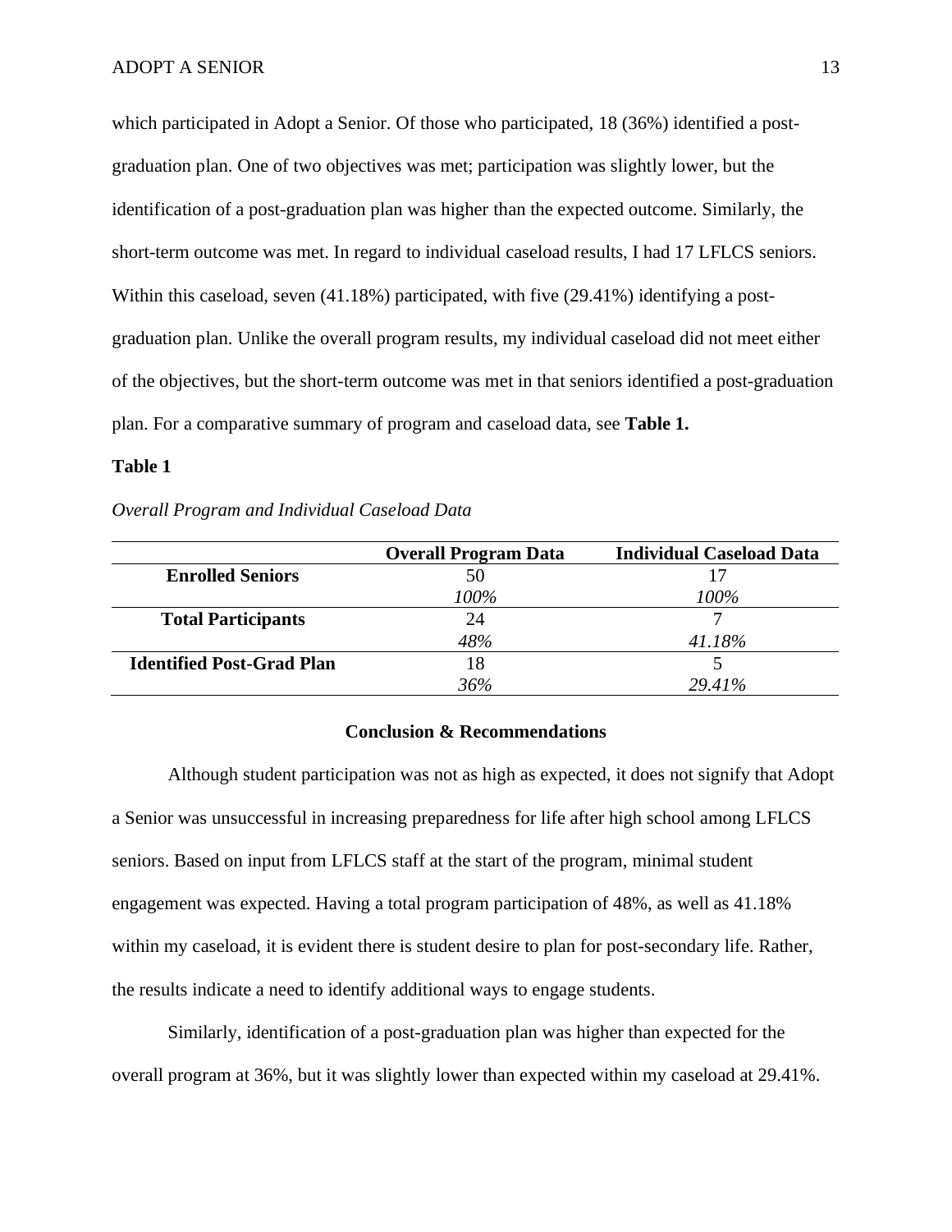which participated in Adopt a Senior. Of those who participated, 18 (36%) identified a post-graduation plan. One of two objectives was met; participation was slightly lower, but the identification of a post-graduation plan was higher than the expected outcome. Similarly, the short-term outcome was met. In regard to individual caseload results, I had 17 LFLCS seniors. Within this caseload, seven (41.18%) participated, with five (29.41%) identifying a post-graduation plan. Unlike the overall program results, my individual caseload did not meet either of the objectives, but the short-term outcome was met in that seniors identified a post-graduation plan. For a comparative summary of program and caseload data, see **Table 1.**

**Table 1**

*Overall Program and Individual Caseload Data*

| | Overall Program Data | Individual Caseload Data |
|---|---|---|
| **Enrolled Seniors** | 50<br>*100%* | 17<br>*100%* |
| **Total Participants** | 24<br>*48%* | 7<br>*41.18%* |
| **Identified Post-Grad Plan** | 18<br>*36%* | 5<br>*29.41%* |

## Conclusion & Recommendations

Although student participation was not as high as expected, it does not signify that Adopt a Senior was unsuccessful in increasing preparedness for life after high school among LFLCS seniors. Based on input from LFLCS staff at the start of the program, minimal student engagement was expected. Having a total program participation of 48%, as well as 41.18% within my caseload, it is evident there is student desire to plan for post-secondary life. Rather, the results indicate a need to identify additional ways to engage students.

Similarly, identification of a post-graduation plan was higher than expected for the overall program at 36%, but it was slightly lower than expected within my caseload at 29.41%.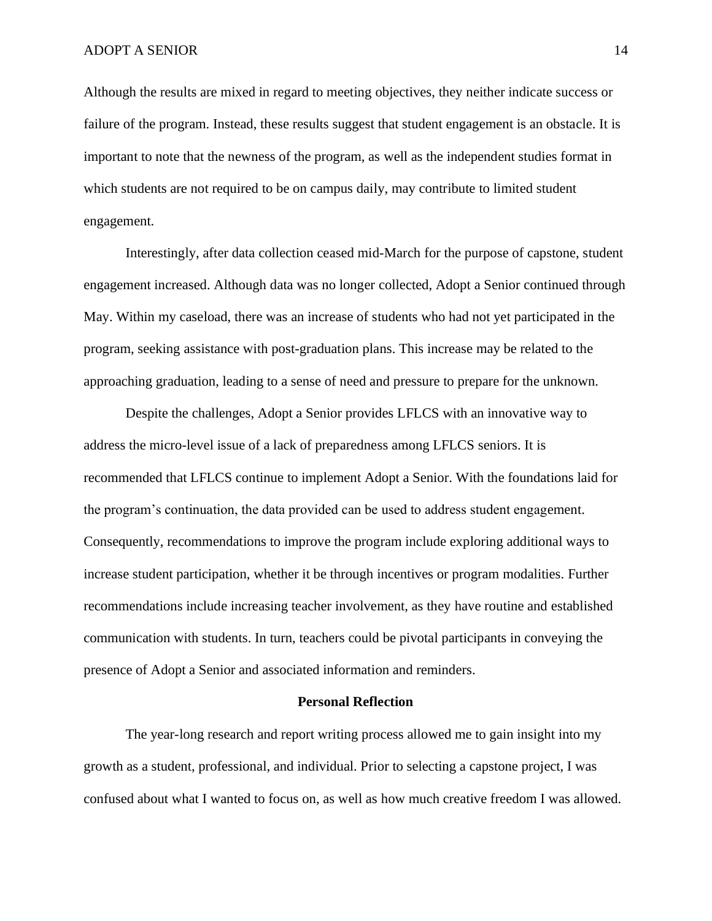Although the results are mixed in regard to meeting objectives, they neither indicate success or failure of the program. Instead, these results suggest that student engagement is an obstacle. It is important to note that the newness of the program, as well as the independent studies format in which students are not required to be on campus daily, may contribute to limited student engagement.

Interestingly, after data collection ceased mid-March for the purpose of capstone, student engagement increased. Although data was no longer collected, Adopt a Senior continued through May. Within my caseload, there was an increase of students who had not yet participated in the program, seeking assistance with post-graduation plans. This increase may be related to the approaching graduation, leading to a sense of need and pressure to prepare for the unknown.

Despite the challenges, Adopt a Senior provides LFLCS with an innovative way to address the micro-level issue of a lack of preparedness among LFLCS seniors. It is recommended that LFLCS continue to implement Adopt a Senior. With the foundations laid for the program's continuation, the data provided can be used to address student engagement. Consequently, recommendations to improve the program include exploring additional ways to increase student participation, whether it be through incentives or program modalities. Further recommendations include increasing teacher involvement, as they have routine and established communication with students. In turn, teachers could be pivotal participants in conveying the presence of Adopt a Senior and associated information and reminders.

## Personal Reflection

The year-long research and report writing process allowed me to gain insight into my growth as a student, professional, and individual. Prior to selecting a capstone project, I was confused about what I wanted to focus on, as well as how much creative freedom I was allowed.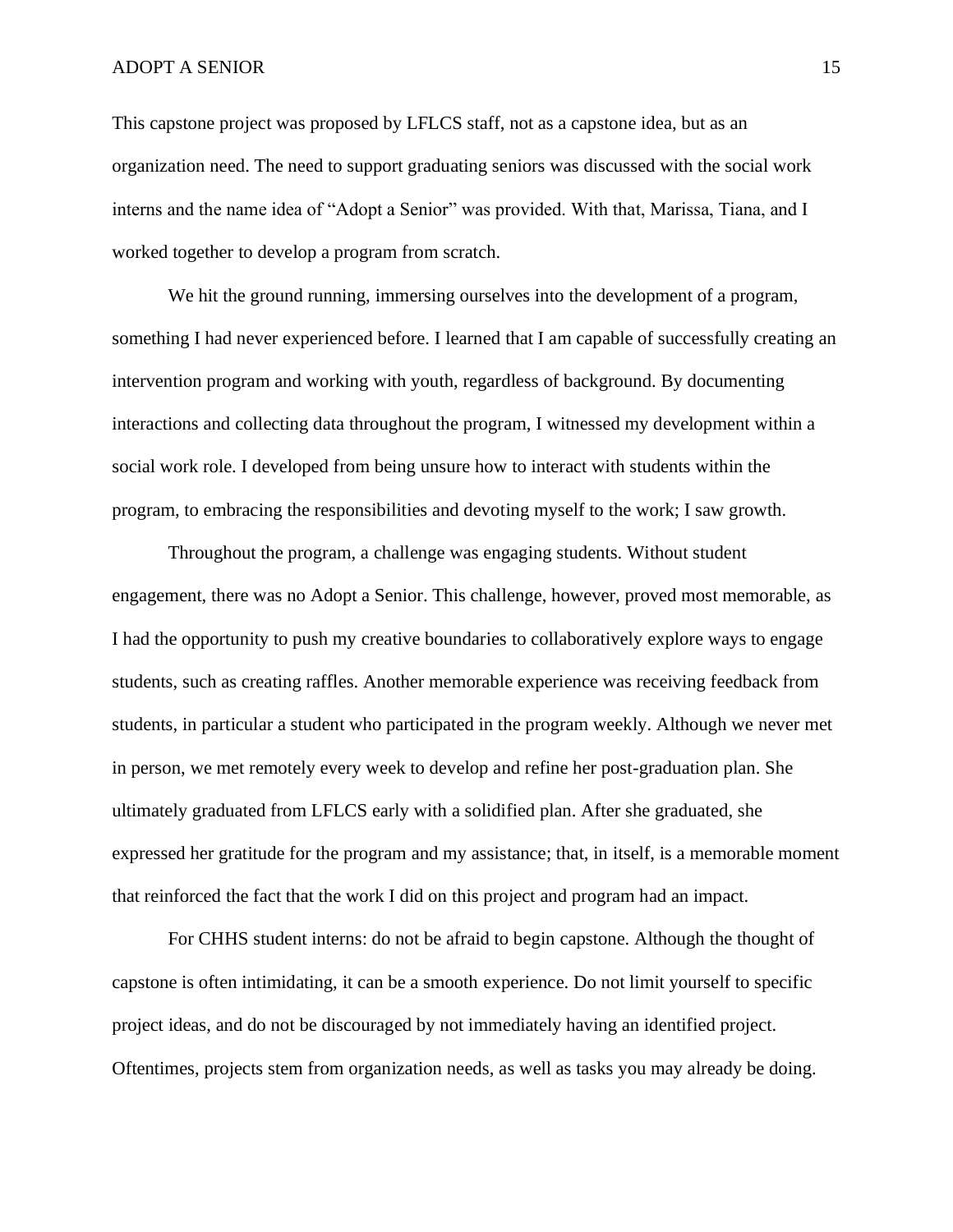This capstone project was proposed by LFLCS staff, not as a capstone idea, but as an organization need. The need to support graduating seniors was discussed with the social work interns and the name idea of "Adopt a Senior" was provided. With that, Marissa, Tiana, and I worked together to develop a program from scratch.

We hit the ground running, immersing ourselves into the development of a program, something I had never experienced before. I learned that I am capable of successfully creating an intervention program and working with youth, regardless of background. By documenting interactions and collecting data throughout the program, I witnessed my development within a social work role. I developed from being unsure how to interact with students within the program, to embracing the responsibilities and devoting myself to the work; I saw growth.

Throughout the program, a challenge was engaging students. Without student engagement, there was no Adopt a Senior. This challenge, however, proved most memorable, as I had the opportunity to push my creative boundaries to collaboratively explore ways to engage students, such as creating raffles. Another memorable experience was receiving feedback from students, in particular a student who participated in the program weekly. Although we never met in person, we met remotely every week to develop and refine her post-graduation plan. She ultimately graduated from LFLCS early with a solidified plan. After she graduated, she expressed her gratitude for the program and my assistance; that, in itself, is a memorable moment that reinforced the fact that the work I did on this project and program had an impact.

For CHHS student interns: do not be afraid to begin capstone. Although the thought of capstone is often intimidating, it can be a smooth experience. Do not limit yourself to specific project ideas, and do not be discouraged by not immediately having an identified project. Oftentimes, projects stem from organization needs, as well as tasks you may already be doing.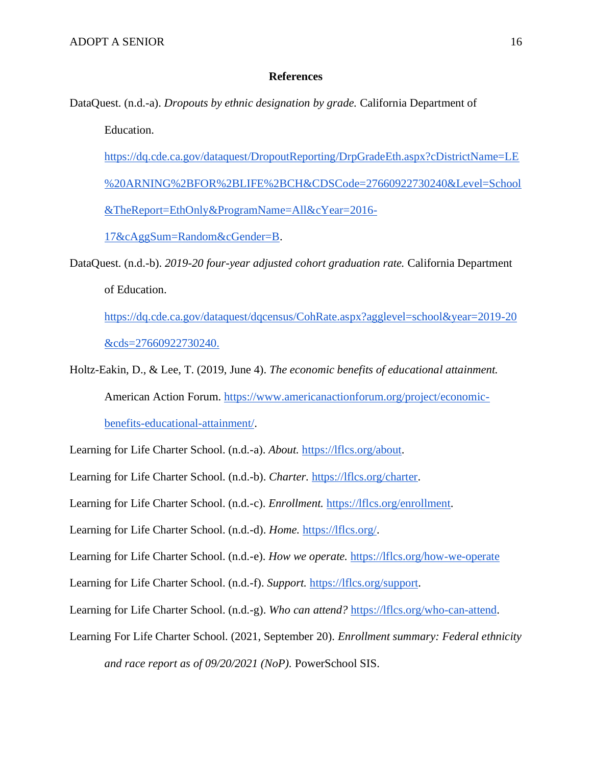## References

DataQuest. (n.d.-a). *Dropouts by ethnic designation by grade.* California Department of Education. https://dq.cde.ca.gov/dataquest/DropoutReporting/DrpGradeEth.aspx?cDistrictName=LE%20ARNING%2BFOR%2BLIFE%2BCH&CDSCode=27660922730240&Level=School&TheReport=EthOnly&ProgramName=All&cYear=2016-17&cAggSum=Random&cGender=B.

DataQuest. (n.d.-b). *2019-20 four-year adjusted cohort graduation rate.* California Department of Education. https://dq.cde.ca.gov/dataquest/dqcensus/CohRate.aspx?agglevel=school&year=2019-20&cds=27660922730240.

Holtz-Eakin, D., & Lee, T. (2019, June 4). *The economic benefits of educational attainment.* American Action Forum. https://www.americanactionforum.org/project/economic-benefits-educational-attainment/.

Learning for Life Charter School. (n.d.-a). *About.* https://lflcs.org/about.

Learning for Life Charter School. (n.d.-b). *Charter.* https://lflcs.org/charter.

Learning for Life Charter School. (n.d.-c). *Enrollment.* https://lflcs.org/enrollment.

Learning for Life Charter School. (n.d.-d). *Home.* https://lflcs.org/.

Learning for Life Charter School. (n.d.-e). *How we operate.* https://lflcs.org/how-we-operate

Learning for Life Charter School. (n.d.-f). *Support.* https://lflcs.org/support.

Learning for Life Charter School. (n.d.-g). *Who can attend?* https://lflcs.org/who-can-attend.

Learning For Life Charter School. (2021, September 20). *Enrollment summary: Federal ethnicity and race report as of 09/20/2021 (NoP).* PowerSchool SIS.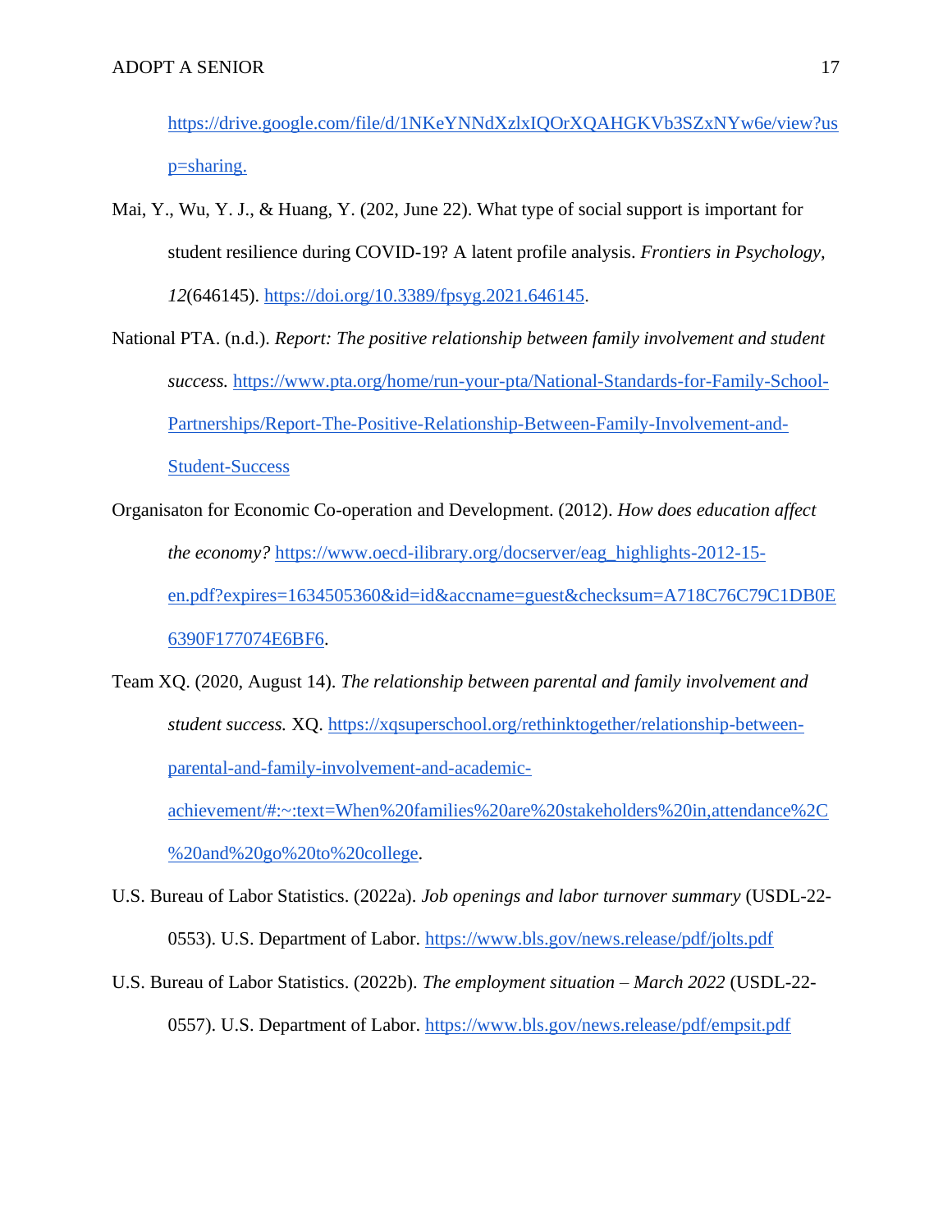https://drive.google.com/file/d/1NKeYNNdXzlxIQOrXQAHGKVb3SZxNYw6e/view?usp=sharing.

Mai, Y., Wu, Y. J., & Huang, Y. (202, June 22). What type of social support is important for student resilience during COVID-19? A latent profile analysis. *Frontiers in Psychology*, *12*(646145). https://doi.org/10.3389/fpsyg.2021.646145.

National PTA. (n.d.). *Report: The positive relationship between family involvement and student success.* https://www.pta.org/home/run-your-pta/National-Standards-for-Family-School-Partnerships/Report-The-Positive-Relationship-Between-Family-Involvement-and-Student-Success

Organisaton for Economic Co-operation and Development. (2012). *How does education affect the economy?* https://www.oecd-ilibrary.org/docserver/eag_highlights-2012-15-en.pdf?expires=1634505360&id=id&accname=guest&checksum=A718C76C79C1DB0E6390F177074E6BF6.

Team XQ. (2020, August 14). *The relationship between parental and family involvement and student success.* XQ. https://xqsuperschool.org/rethinktogether/relationship-between-parental-and-family-involvement-and-academic-achievement/#:~:text=When%20families%20are%20stakeholders%20in,attendance%2C%20and%20go%20to%20college.

U.S. Bureau of Labor Statistics. (2022a). *Job openings and labor turnover summary* (USDL-22-0553). U.S. Department of Labor. https://www.bls.gov/news.release/pdf/jolts.pdf

U.S. Bureau of Labor Statistics. (2022b). *The employment situation – March 2022* (USDL-22-0557). U.S. Department of Labor. https://www.bls.gov/news.release/pdf/empsit.pdf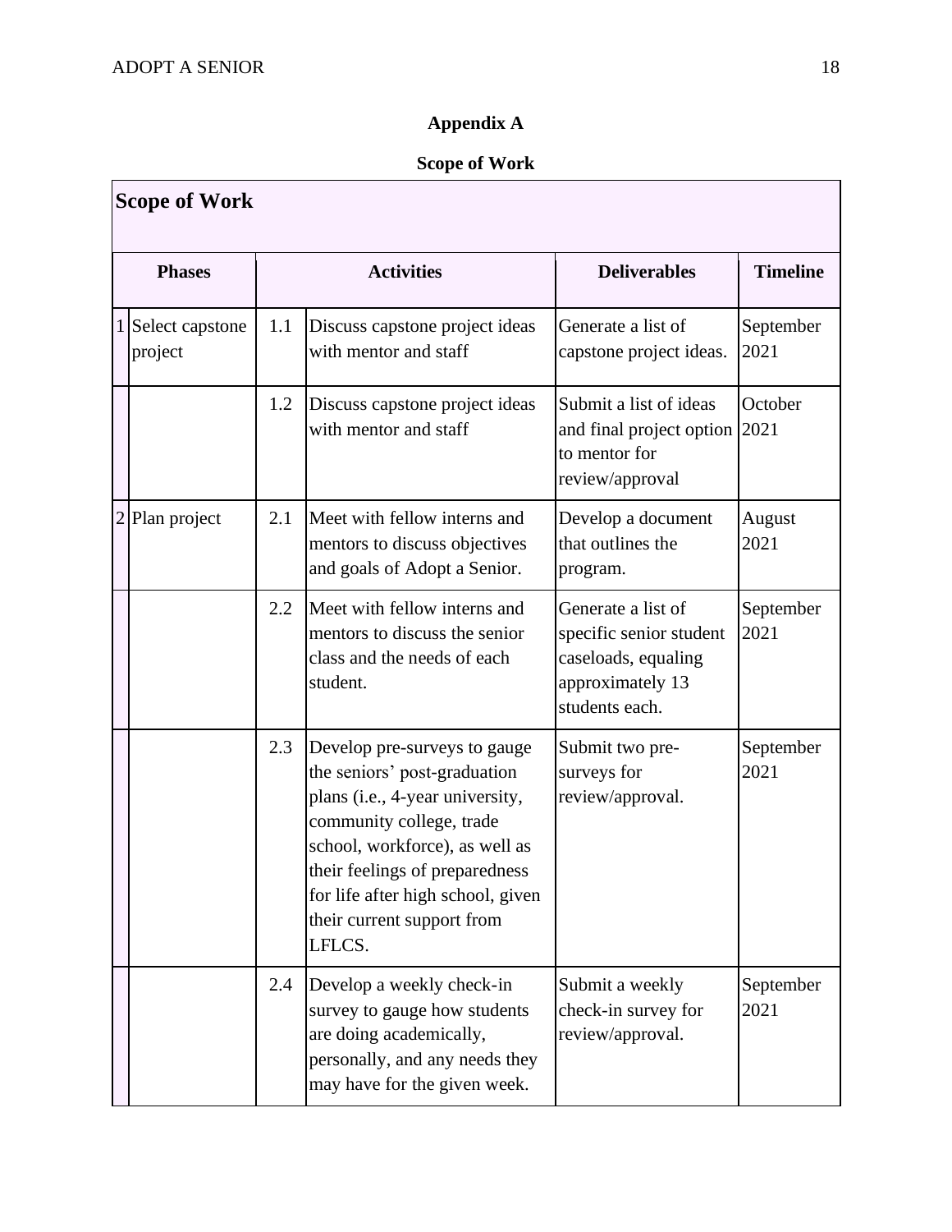**Appendix A**

**Scope of Work**

| **Scope of Work** | | | | | |
|---|---|---|---|---|---|
| **Phases** | | **Activities** | | **Deliverables** | **Timeline** |
| 1 | Select capstone project | 1.1 | Discuss capstone project ideas with mentor and staff | Generate a list of capstone project ideas. | September 2021 |
| | | 1.2 | Discuss capstone project ideas with mentor and staff | Submit a list of ideas and final project option to mentor for review/approval | October 2021 |
| 2 | Plan project | 2.1 | Meet with fellow interns and mentors to discuss objectives and goals of Adopt a Senior. | Develop a document that outlines the program. | August 2021 |
| | | 2.2 | Meet with fellow interns and mentors to discuss the senior class and the needs of each student. | Generate a list of specific senior student caseloads, equaling approximately 13 students each. | September 2021 |
| | | 2.3 | Develop pre-surveys to gauge the seniors' post-graduation plans (i.e., 4-year university, community college, trade school, workforce), as well as their feelings of preparedness for life after high school, given their current support from LFLCS. | Submit two pre-surveys for review/approval. | September 2021 |
| | | 2.4 | Develop a weekly check-in survey to gauge how students are doing academically, personally, and any needs they may have for the given week. | Submit a weekly check-in survey for review/approval. | September 2021 |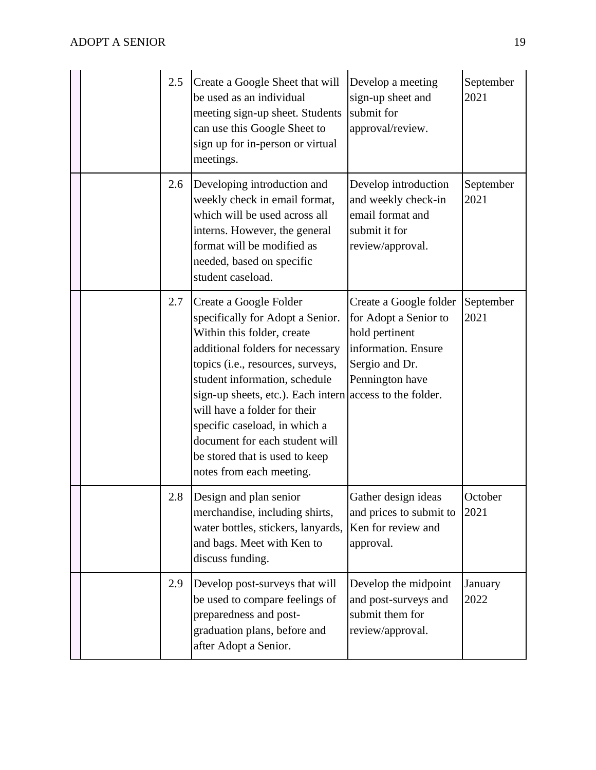| | | | | | |
|---|---|---|---|---|---|
| | | 2.5 | Create a Google Sheet that will be used as an individual meeting sign-up sheet. Students can use this Google Sheet to sign up for in-person or virtual meetings. | Develop a meeting sign-up sheet and submit for approval/review. | September 2021 |
| | | 2.6 | Developing introduction and weekly check in email format, which will be used across all interns. However, the general format will be modified as needed, based on specific student caseload. | Develop introduction and weekly check-in email format and submit it for review/approval. | September 2021 |
| | | 2.7 | Create a Google Folder specifically for Adopt a Senior. Within this folder, create additional folders for necessary topics (i.e., resources, surveys, student information, schedule sign-up sheets, etc.). Each intern will have a folder for their specific caseload, in which a document for each student will be stored that is used to keep notes from each meeting. | Create a Google folder for Adopt a Senior to hold pertinent information. Ensure Sergio and Dr. Pennington have access to the folder. | September 2021 |
| | | 2.8 | Design and plan senior merchandise, including shirts, water bottles, stickers, lanyards, and bags. Meet with Ken to discuss funding. | Gather design ideas and prices to submit to Ken for review and approval. | October 2021 |
| | | 2.9 | Develop post-surveys that will be used to compare feelings of preparedness and post-graduation plans, before and after Adopt a Senior. | Develop the midpoint and post-surveys and submit them for review/approval. | January 2022 |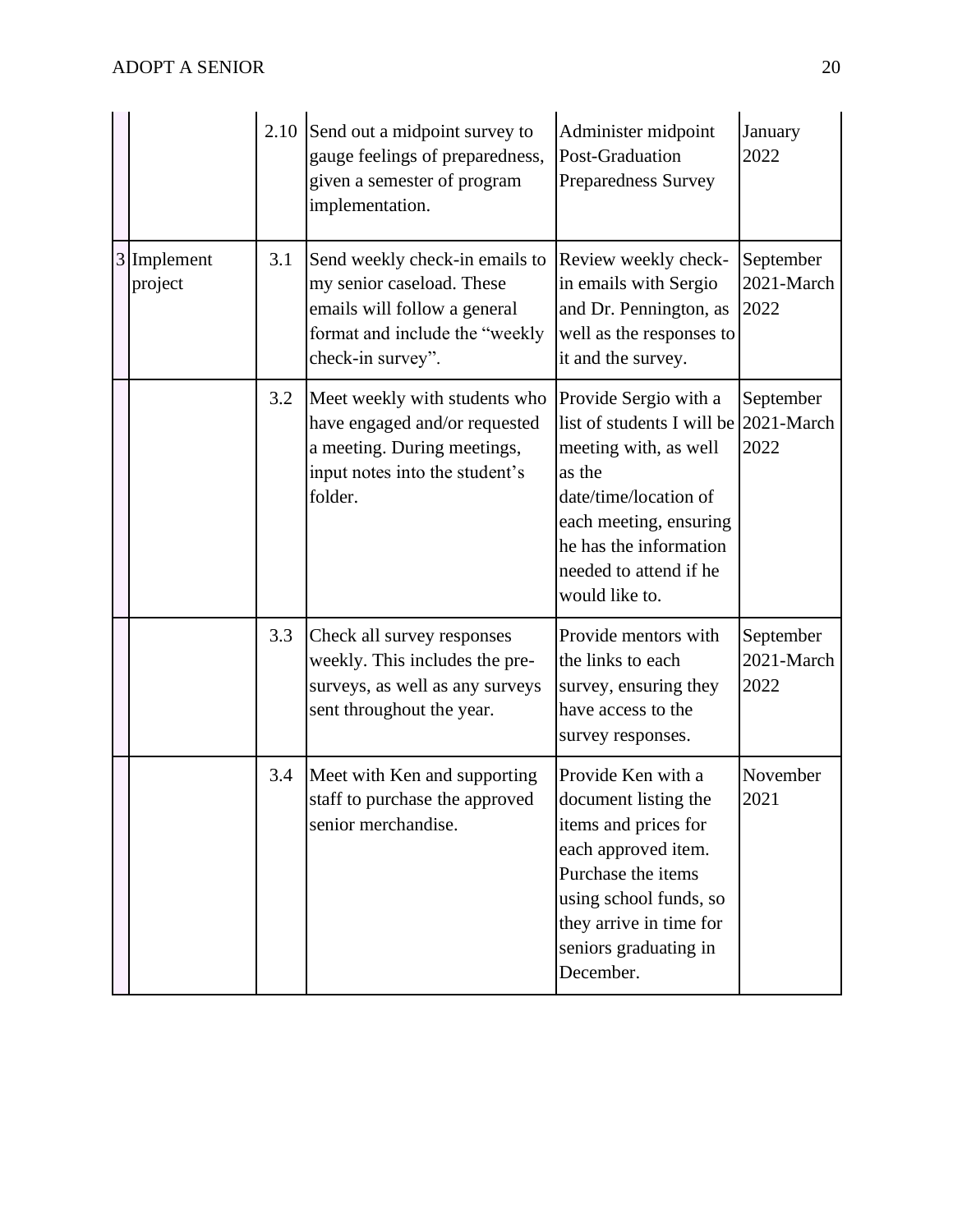|  |  |  |  |  |  |
|---|---|---|---|---|---|
|  |  | 2.10 | Send out a midpoint survey to gauge feelings of preparedness, given a semester of program implementation. | Administer midpoint Post-Graduation Preparedness Survey | January 2022 |
| 3 | Implement project | 3.1 | Send weekly check-in emails to my senior caseload. These emails will follow a general format and include the "weekly check-in survey". | Review weekly check-in emails with Sergio and Dr. Pennington, as well as the responses to it and the survey. | September 2021-March 2022 |
|  |  | 3.2 | Meet weekly with students who have engaged and/or requested a meeting. During meetings, input notes into the student's folder. | Provide Sergio with a list of students I will be meeting with, as well as the date/time/location of each meeting, ensuring he has the information needed to attend if he would like to. | September 2021-March 2022 |
|  |  | 3.3 | Check all survey responses weekly. This includes the pre-surveys, as well as any surveys sent throughout the year. | Provide mentors with the links to each survey, ensuring they have access to the survey responses. | September 2021-March 2022 |
|  |  | 3.4 | Meet with Ken and supporting staff to purchase the approved senior merchandise. | Provide Ken with a document listing the items and prices for each approved item. Purchase the items using school funds, so they arrive in time for seniors graduating in December. | November 2021 |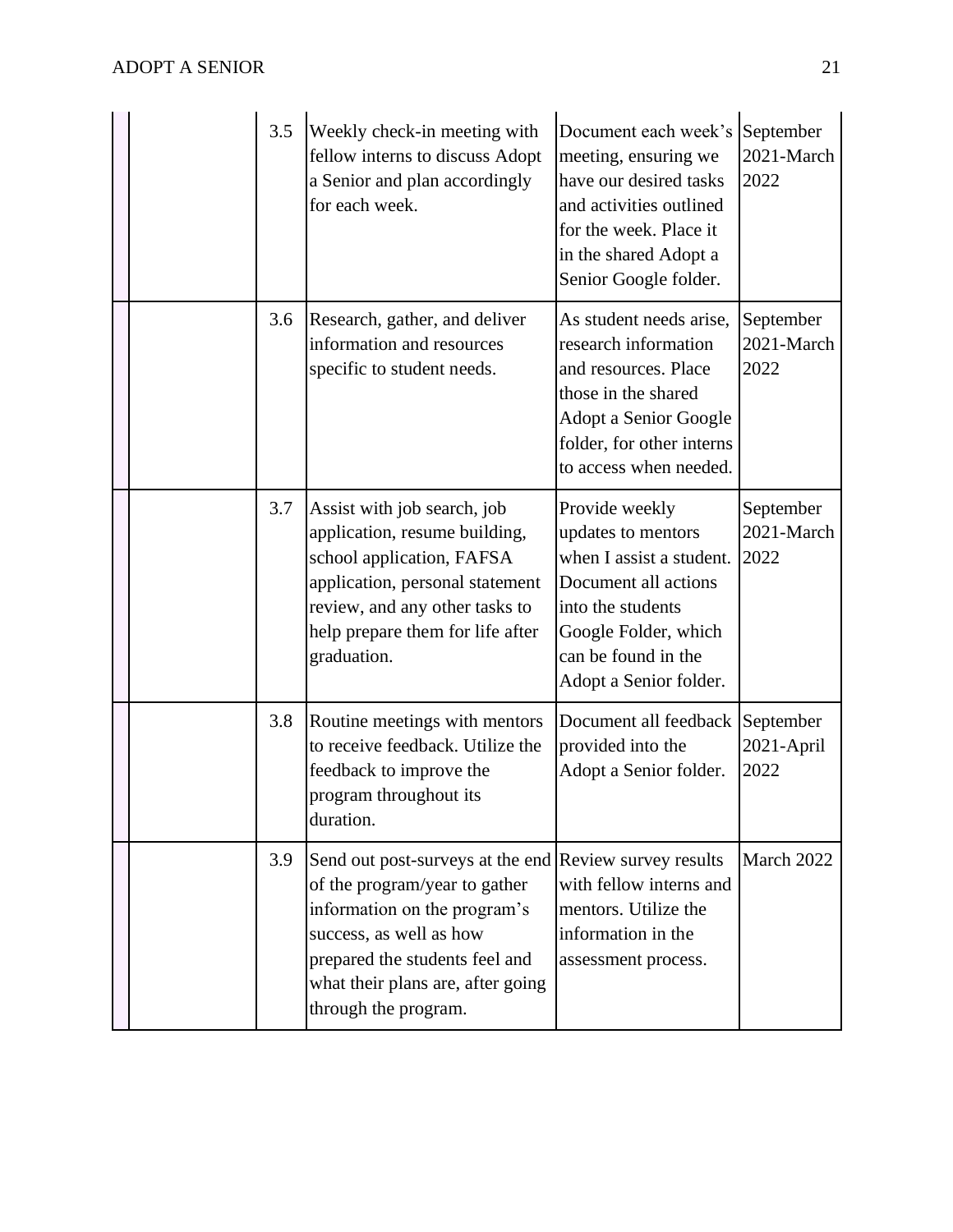| | | | | | |
|---|---|---|---|---|---|
| | | 3.5 | Weekly check-in meeting with fellow interns to discuss Adopt a Senior and plan accordingly for each week. | Document each week's meeting, ensuring we have our desired tasks and activities outlined for the week. Place it in the shared Adopt a Senior Google folder. | September 2021-March 2022 |
| | | 3.6 | Research, gather, and deliver information and resources specific to student needs. | As student needs arise, research information and resources. Place those in the shared Adopt a Senior Google folder, for other interns to access when needed. | September 2021-March 2022 |
| | | 3.7 | Assist with job search, job application, resume building, school application, FAFSA application, personal statement review, and any other tasks to help prepare them for life after graduation. | Provide weekly updates to mentors when I assist a student. Document all actions into the students Google Folder, which can be found in the Adopt a Senior folder. | September 2021-March 2022 |
| | | 3.8 | Routine meetings with mentors to receive feedback. Utilize the feedback to improve the program throughout its duration. | Document all feedback provided into the Adopt a Senior folder. | September 2021-April 2022 |
| | | 3.9 | Send out post-surveys at the end of the program/year to gather information on the program's success, as well as how prepared the students feel and what their plans are, after going through the program. | Review survey results with fellow interns and mentors. Utilize the information in the assessment process. | March 2022 |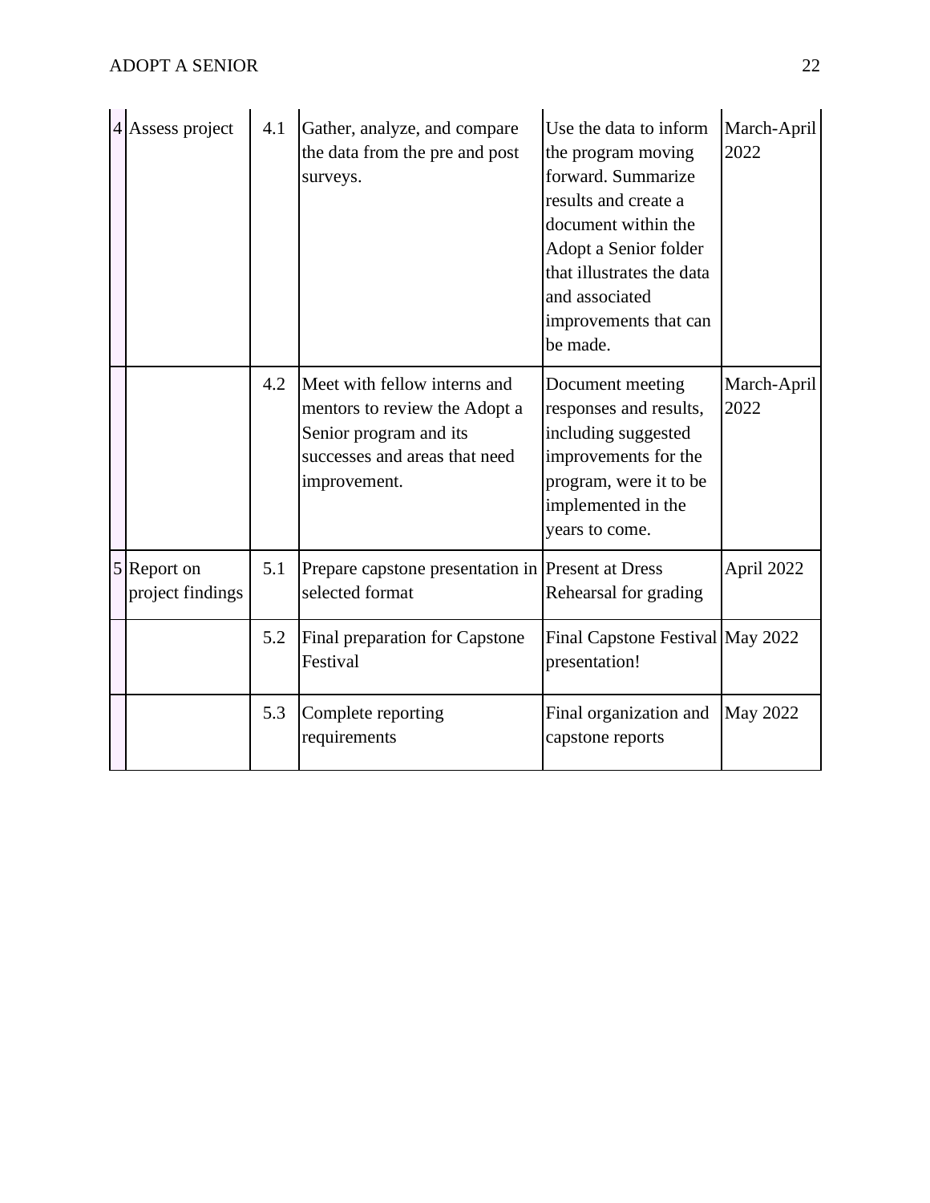| | | | | | |
|---|---|---|---|---|---|
| 4 | Assess project | 4.1 | Gather, analyze, and compare the data from the pre and post surveys. | Use the data to inform the program moving forward. Summarize results and create a document within the Adopt a Senior folder that illustrates the data and associated improvements that can be made. | March-April 2022 |
| | | 4.2 | Meet with fellow interns and mentors to review the Adopt a Senior program and its successes and areas that need improvement. | Document meeting responses and results, including suggested improvements for the program, were it to be implemented in the years to come. | March-April 2022 |
| 5 | Report on project findings | 5.1 | Prepare capstone presentation in selected format | Present at Dress Rehearsal for grading | April 2022 |
| | | 5.2 | Final preparation for Capstone Festival | Final Capstone Festival presentation! | May 2022 |
| | | 5.3 | Complete reporting requirements | Final organization and capstone reports | May 2022 |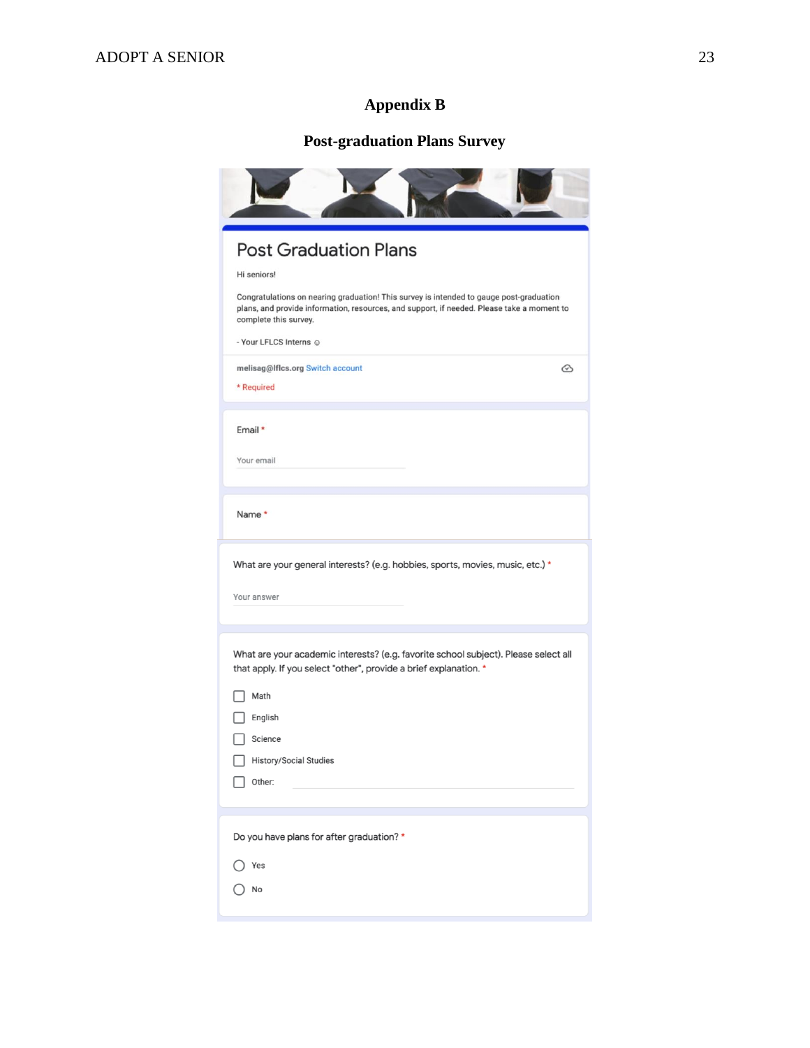## Appendix B

### Post-graduation Plans Survey

# Post Graduation Plans

Hi seniors!

Congratulations on nearing graduation! This survey is intended to gauge post-graduation plans, and provide information, resources, and support, if needed. Please take a moment to complete this survey.

- Your LFLCS Interns ☺

melisag@lflcs.org Switch account

* Required

Email *

Your email

Name *

What are your general interests? (e.g. hobbies, sports, movies, music, etc.) *

Your answer

What are your academic interests? (e.g. favorite school subject). Please select all that apply. If you select "other", provide a brief explanation. *

- ☐ Math
- ☐ English
- ☐ Science
- ☐ History/Social Studies
- ☐ Other:

Do you have plans for after graduation? *

- ○ Yes
- ○ No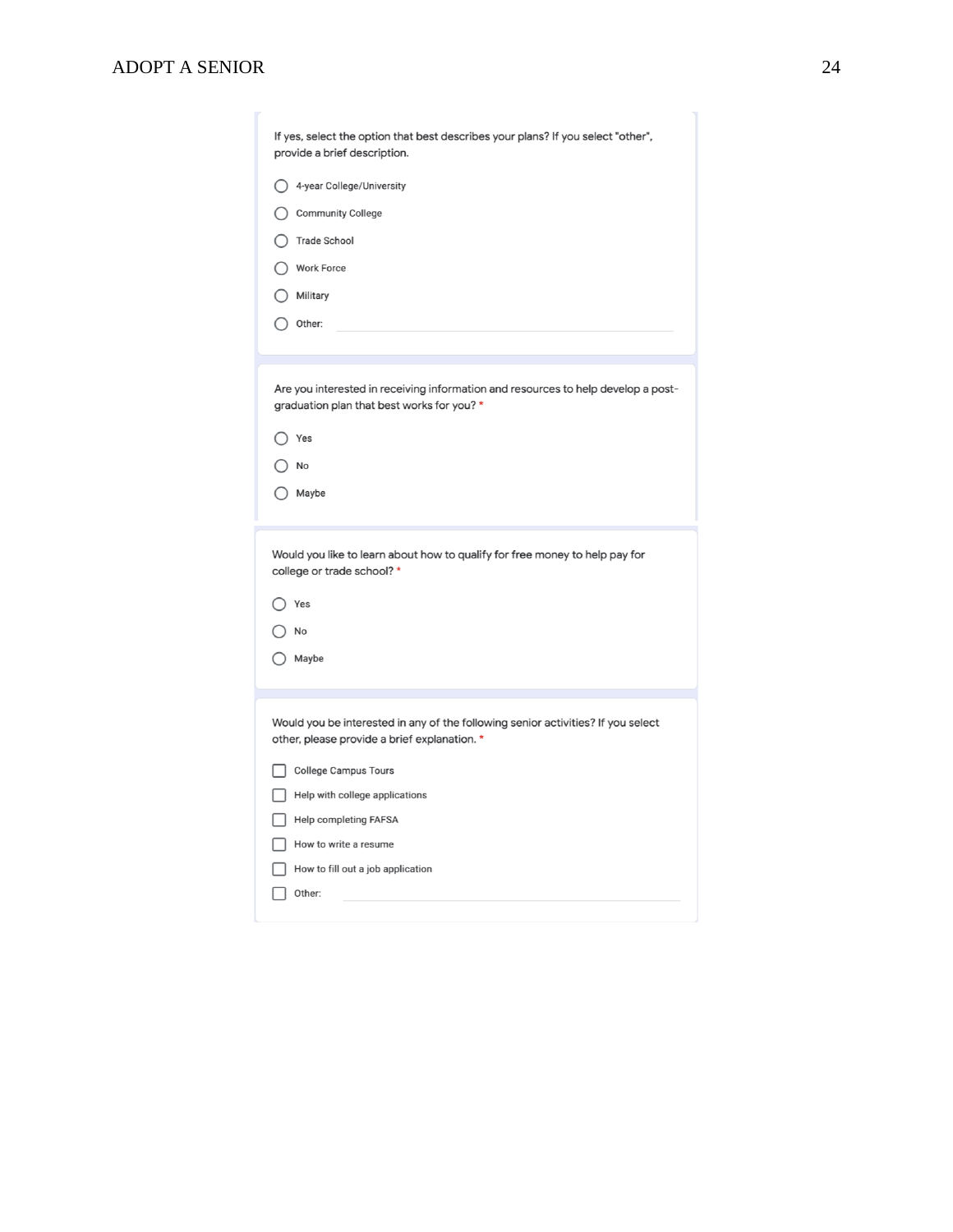If yes, select the option that best describes your plans? If you select "other", provide a brief description.

- ○ 4-year College/University
- ○ Community College
- ○ Trade School
- ○ Work Force
- ○ Military
- ○ Other: ______

Are you interested in receiving information and resources to help develop a post-graduation plan that best works for you? *

- ○ Yes
- ○ No
- ○ Maybe

Would you like to learn about how to qualify for free money to help pay for college or trade school? *

- ○ Yes
- ○ No
- ○ Maybe

Would you be interested in any of the following senior activities? If you select other, please provide a brief explanation. *

- ☐ College Campus Tours
- ☐ Help with college applications
- ☐ Help completing FAFSA
- ☐ How to write a resume
- ☐ How to fill out a job application
- ☐ Other: ______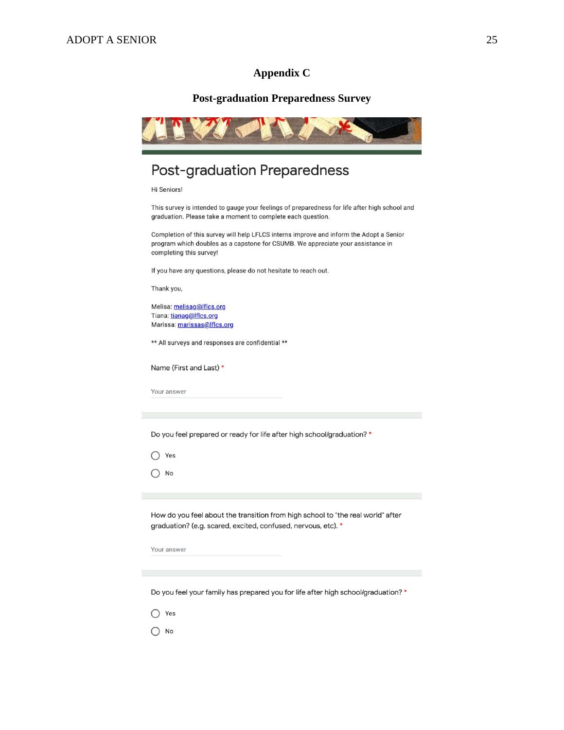# Appendix C

## Post-graduation Preparedness Survey

### Post-graduation Preparedness

Hi Seniors!

This survey is intended to gauge your feelings of preparedness for life after high school and graduation. Please take a moment to complete each question.

Completion of this survey will help LFLCS interns improve and inform the Adopt a Senior program which doubles as a capstone for CSUMB. We appreciate your assistance in completing this survey!

If you have any questions, please do not hesitate to reach out.

Thank you,

Melisa: melisag@lflcs.org
Tiana: tianag@lflcs.org
Marissa: marissas@lflcs.org

** All surveys and responses are confidential **

Name (First and Last) *

Your answer

Do you feel prepared or ready for life after high school/graduation? *

- Yes
- No

How do you feel about the transition from high school to "the real world" after graduation? (e.g. scared, excited, confused, nervous, etc). *

Your answer

Do you feel your family has prepared you for life after high school/graduation? *

- Yes
- No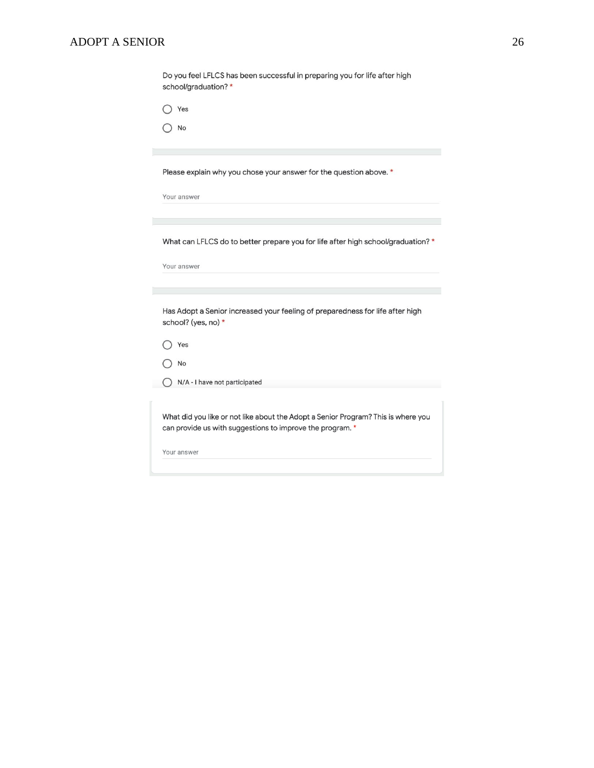Do you feel LFLCS has been successful in preparing you for life after high school/graduation? *

- ◯ Yes
- ◯ No

Please explain why you chose your answer for the question above. *

Your answer

What can LFLCS do to better prepare you for life after high school/graduation? *

Your answer

Has Adopt a Senior increased your feeling of preparedness for life after high school? (yes, no) *

- ◯ Yes
- ◯ No
- ◯ N/A - I have not participated

What did you like or not like about the Adopt a Senior Program? This is where you can provide us with suggestions to improve the program. *

Your answer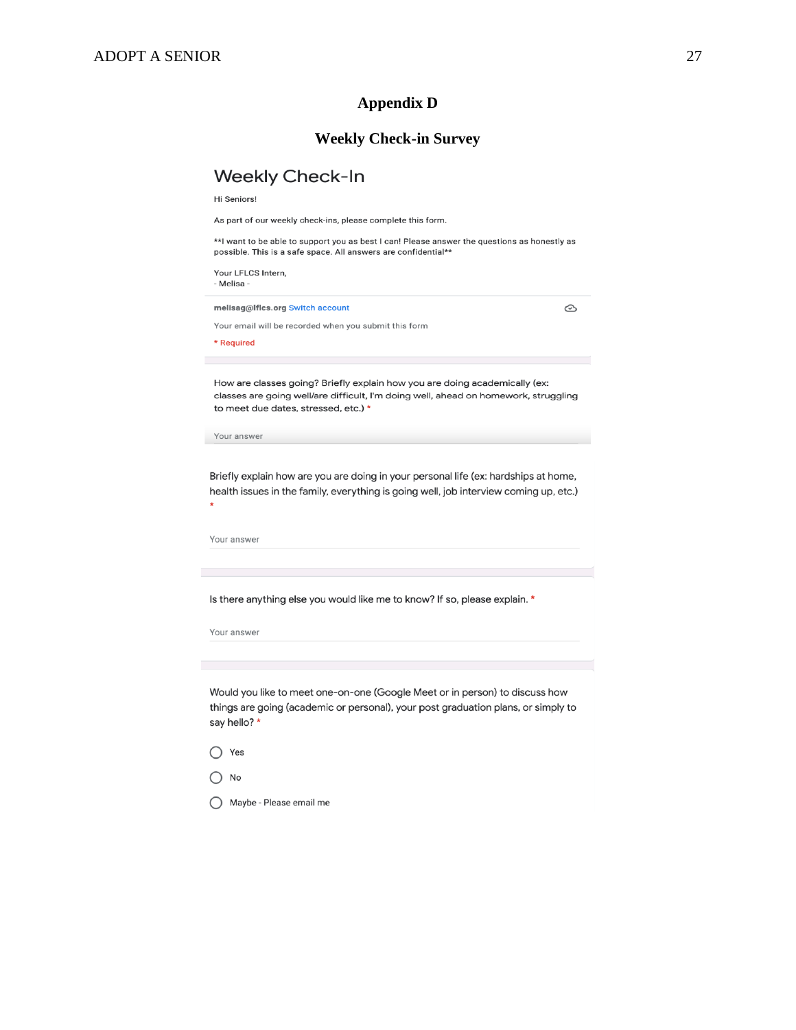# Appendix D

## Weekly Check-in Survey

### Weekly Check-In

Hi Seniors!

As part of our weekly check-ins, please complete this form.

**I want to be able to support you as best I can! Please answer the questions as honestly as possible. This is a safe space. All answers are confidential**

Your LFLCS Intern,
- Melisa -

melisag@lflcs.org Switch account

Your email will be recorded when you submit this form

* Required

How are classes going? Briefly explain how you are doing academically (ex: classes are going well/are difficult, I'm doing well, ahead on homework, struggling to meet due dates, stressed, etc.) *

Your answer

Briefly explain how are you are doing in your personal life (ex: hardships at home, health issues in the family, everything is going well, job interview coming up, etc.) *

Your answer

Is there anything else you would like me to know? If so, please explain. *

Your answer

Would you like to meet one-on-one (Google Meet or in person) to discuss how things are going (academic or personal), your post graduation plans, or simply to say hello? *

- ○ Yes
- ○ No
- ○ Maybe - Please email me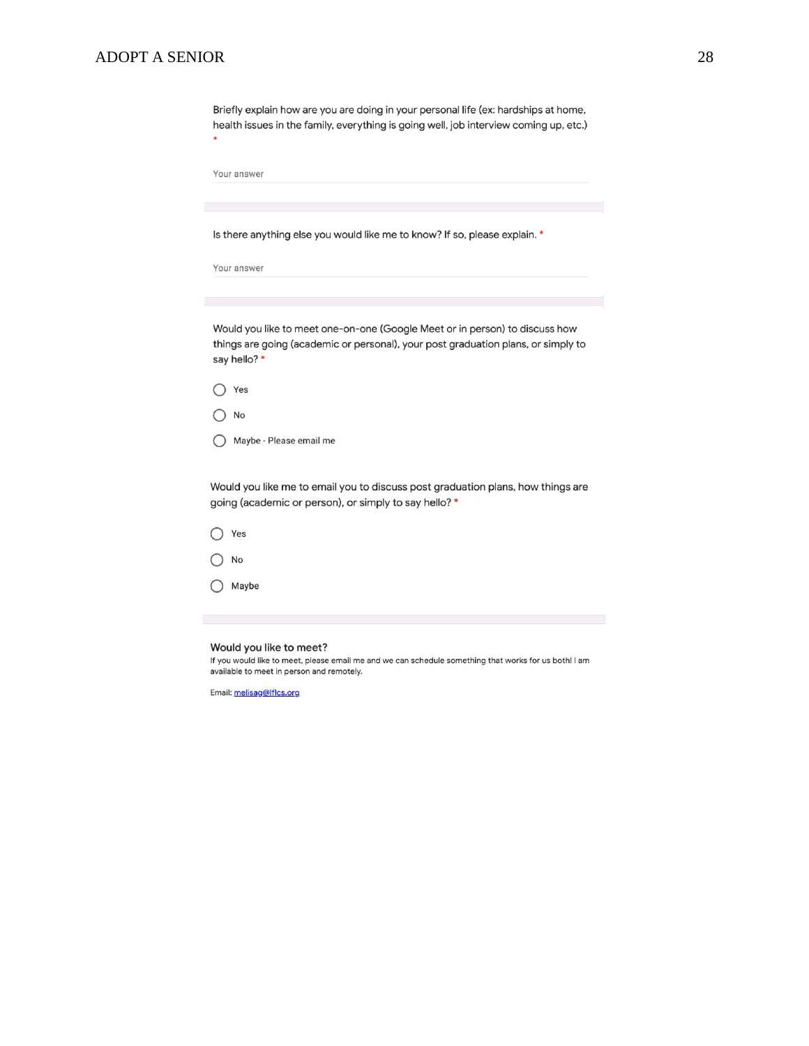Briefly explain how are you are doing in your personal life (ex: hardships at home, health issues in the family, everything is going well, job interview coming up, etc.) *

Your answer

Is there anything else you would like me to know? If so, please explain. *

Your answer

Would you like to meet one-on-one (Google Meet or in person) to discuss how things are going (academic or personal), your post graduation plans, or simply to say hello? *

- ◯ Yes
- ◯ No
- ◯ Maybe - Please email me

Would you like me to email you to discuss post graduation plans, how things are going (academic or person), or simply to say hello? *

- ◯ Yes
- ◯ No
- ◯ Maybe

**Would you like to meet?**

If you would like to meet, please email me and we can schedule something that works for us both! I am available to meet in person and remotely.

Email: melisag@lflcs.org